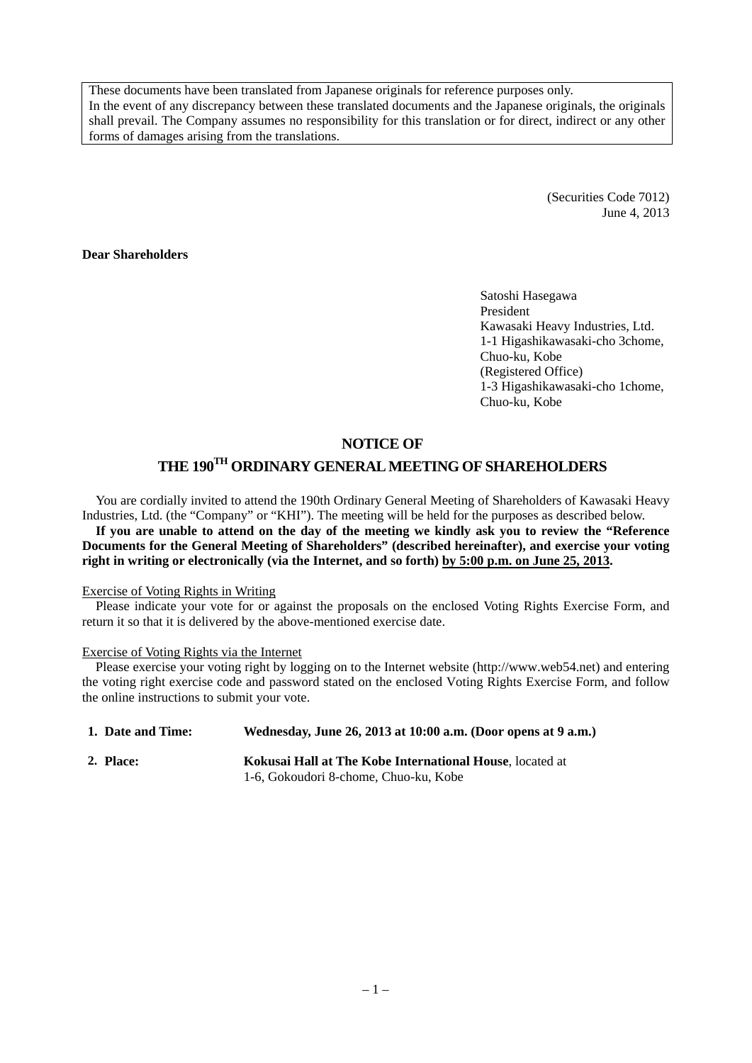These documents have been translated from Japanese originals for reference purposes only.
In the event of any discrepancy between these translated documents and the Japanese originals, the originals shall prevail. The Company assumes no responsibility for this translation or for direct, indirect or any other forms of damages arising from the translations.

(Securities Code 7012)
June 4, 2013

**Dear Shareholders**

Satoshi Hasegawa
President
Kawasaki Heavy Industries, Ltd.
1-1 Higashikawasaki-cho 3chome,
Chuo-ku, Kobe
(Registered Office)
1-3 Higashikawasaki-cho 1chome,
Chuo-ku, Kobe

# NOTICE OF THE 190TH ORDINARY GENERAL MEETING OF SHAREHOLDERS

You are cordially invited to attend the 190th Ordinary General Meeting of Shareholders of Kawasaki Heavy Industries, Ltd. (the "Company" or "KHI"). The meeting will be held for the purposes as described below.

**If you are unable to attend on the day of the meeting we kindly ask you to review the "Reference Documents for the General Meeting of Shareholders" (described hereinafter), and exercise your voting right in writing or electronically (via the Internet, and so forth) by 5:00 p.m. on June 25, 2013.**

Exercise of Voting Rights in Writing

Please indicate your vote for or against the proposals on the enclosed Voting Rights Exercise Form, and return it so that it is delivered by the above-mentioned exercise date.

Exercise of Voting Rights via the Internet

Please exercise your voting right by logging on to the Internet website (http://www.web54.net) and entering the voting right exercise code and password stated on the enclosed Voting Rights Exercise Form, and follow the online instructions to submit your vote.

1. **Date and Time:** **Wednesday, June 26, 2013 at 10:00 a.m. (Door opens at 9 a.m.)**
2. **Place:** **Kokusai Hall at The Kobe International House**, located at 1-6, Gokoudori 8-chome, Chuo-ku, Kobe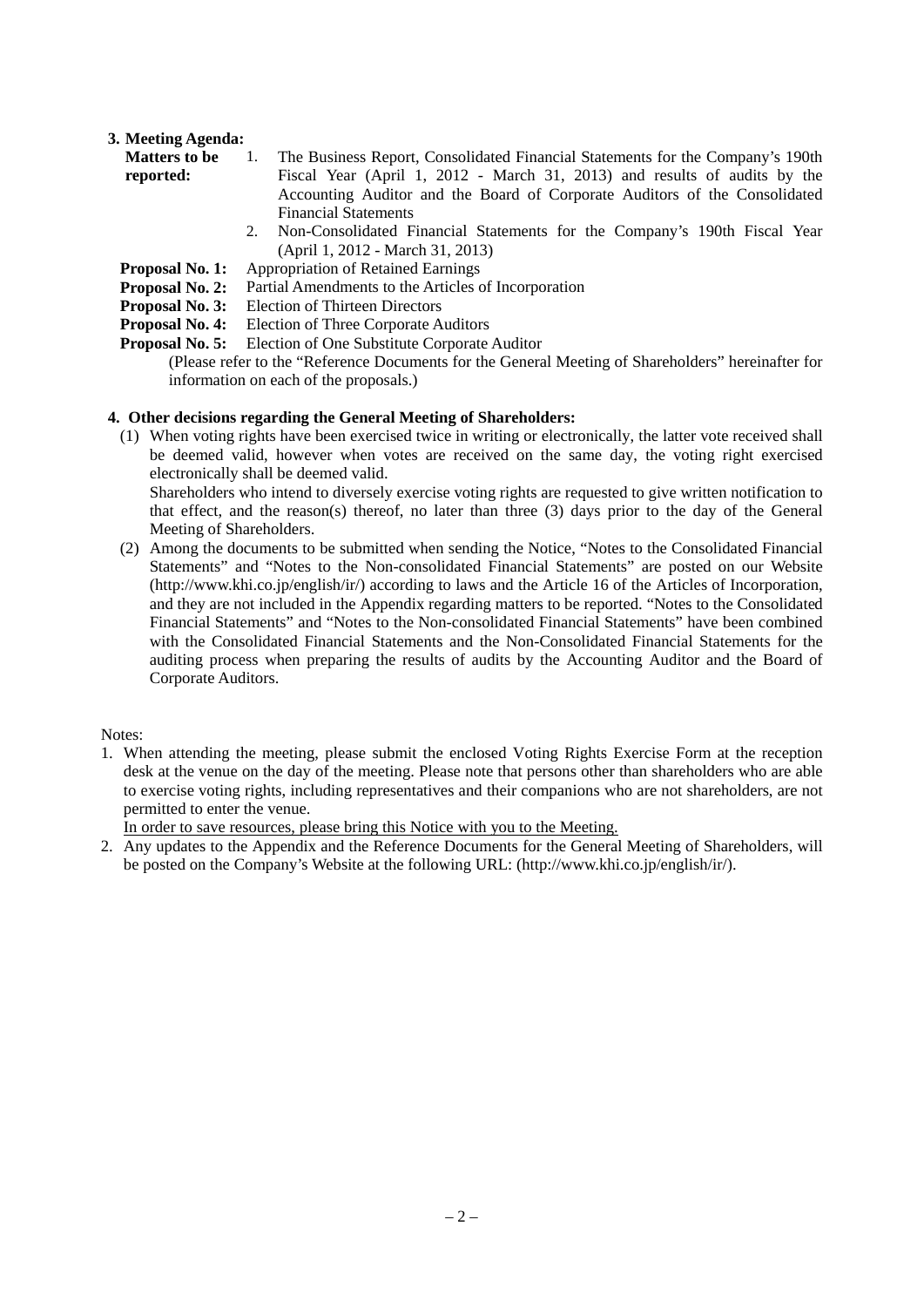**3. Meeting Agenda:**

**Matters to be reported:**

1. The Business Report, Consolidated Financial Statements for the Company's 190th Fiscal Year (April 1, 2012 - March 31, 2013) and results of audits by the Accounting Auditor and the Board of Corporate Auditors of the Consolidated Financial Statements
2. Non-Consolidated Financial Statements for the Company's 190th Fiscal Year (April 1, 2012 - March 31, 2013)

**Proposal No. 1:** Appropriation of Retained Earnings

**Proposal No. 2:** Partial Amendments to the Articles of Incorporation

**Proposal No. 3:** Election of Thirteen Directors

**Proposal No. 4:** Election of Three Corporate Auditors

**Proposal No. 5:** Election of One Substitute Corporate Auditor

(Please refer to the "Reference Documents for the General Meeting of Shareholders" hereinafter for information on each of the proposals.)

**4. Other decisions regarding the General Meeting of Shareholders:**

(1) When voting rights have been exercised twice in writing or electronically, the latter vote received shall be deemed valid, however when votes are received on the same day, the voting right exercised electronically shall be deemed valid.
Shareholders who intend to diversely exercise voting rights are requested to give written notification to that effect, and the reason(s) thereof, no later than three (3) days prior to the day of the General Meeting of Shareholders.

(2) Among the documents to be submitted when sending the Notice, "Notes to the Consolidated Financial Statements" and "Notes to the Non-consolidated Financial Statements" are posted on our Website (http://www.khi.co.jp/english/ir/) according to laws and the Article 16 of the Articles of Incorporation, and they are not included in the Appendix regarding matters to be reported. "Notes to the Consolidated Financial Statements" and "Notes to the Non-consolidated Financial Statements" have been combined with the Consolidated Financial Statements and the Non-Consolidated Financial Statements for the auditing process when preparing the results of audits by the Accounting Auditor and the Board of Corporate Auditors.

Notes:

1. When attending the meeting, please submit the enclosed Voting Rights Exercise Form at the reception desk at the venue on the day of the meeting. Please note that persons other than shareholders who are able to exercise voting rights, including representatives and their companions who are not shareholders, are not permitted to enter the venue.
<u>In order to save resources, please bring this Notice with you to the Meeting.</u>
2. Any updates to the Appendix and the Reference Documents for the General Meeting of Shareholders, will be posted on the Company's Website at the following URL: (http://www.khi.co.jp/english/ir/).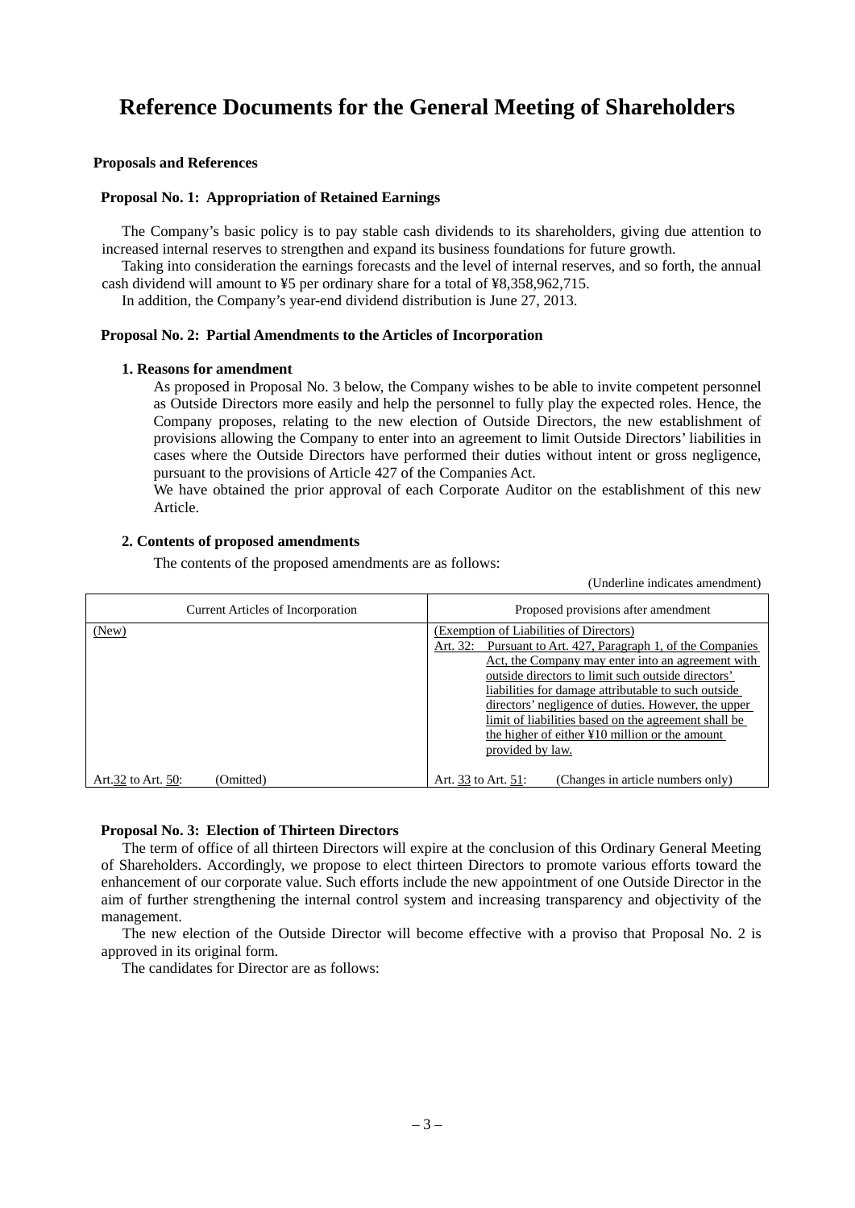# Reference Documents for the General Meeting of Shareholders

**Proposals and References**

**Proposal No. 1: Appropriation of Retained Earnings**

The Company's basic policy is to pay stable cash dividends to its shareholders, giving due attention to increased internal reserves to strengthen and expand its business foundations for future growth.

Taking into consideration the earnings forecasts and the level of internal reserves, and so forth, the annual cash dividend will amount to ¥5 per ordinary share for a total of ¥8,358,962,715.

In addition, the Company's year-end dividend distribution is June 27, 2013.

**Proposal No. 2: Partial Amendments to the Articles of Incorporation**

**1. Reasons for amendment**

As proposed in Proposal No. 3 below, the Company wishes to be able to invite competent personnel as Outside Directors more easily and help the personnel to fully play the expected roles. Hence, the Company proposes, relating to the new election of Outside Directors, the new establishment of provisions allowing the Company to enter into an agreement to limit Outside Directors' liabilities in cases where the Outside Directors have performed their duties without intent or gross negligence, pursuant to the provisions of Article 427 of the Companies Act.

We have obtained the prior approval of each Corporate Auditor on the establishment of this new Article.

**2. Contents of proposed amendments**

The contents of the proposed amendments are as follows:

(Underline indicates amendment)

| Current Articles of Incorporation | Proposed provisions after amendment |
|---|---|
| <u>(New)</u> | <u>(Exemption of Liabilities of Directors)</u><br><u>Art. 32: Pursuant to Art. 427, Paragraph 1, of the Companies Act, the Company may enter into an agreement with outside directors to limit such outside directors' liabilities for damage attributable to such outside directors' negligence of duties. However, the upper limit of liabilities based on the agreement shall be the higher of either ¥10 million or the amount provided by law.</u> |
| Art.<u>32</u> to Art. <u>50</u>: (Omitted) | Art. <u>33</u> to Art. <u>51</u>: (Changes in article numbers only) |

**Proposal No. 3: Election of Thirteen Directors**

The term of office of all thirteen Directors will expire at the conclusion of this Ordinary General Meeting of Shareholders. Accordingly, we propose to elect thirteen Directors to promote various efforts toward the enhancement of our corporate value. Such efforts include the new appointment of one Outside Director in the aim of further strengthening the internal control system and increasing transparency and objectivity of the management.

The new election of the Outside Director will become effective with a proviso that Proposal No. 2 is approved in its original form.

The candidates for Director are as follows: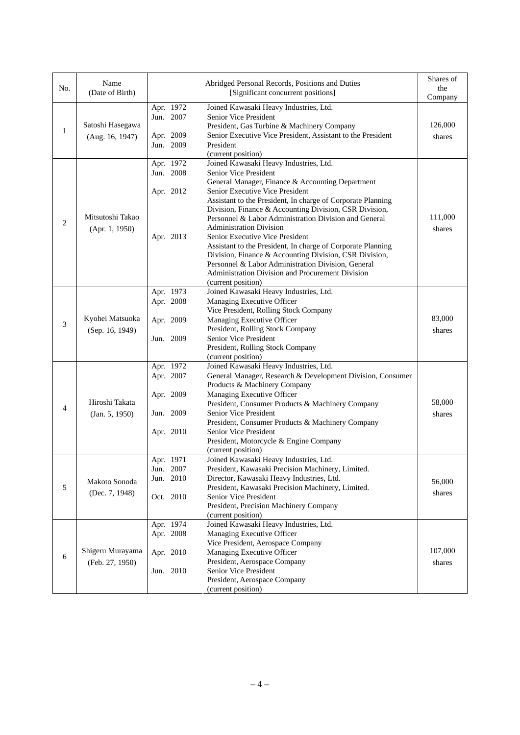| No. | Name (Date of Birth) | Abridged Personal Records, Positions and Duties [Significant concurrent positions] | | Shares of the Company |
|---|---|---|---|---|
| 1 | Satoshi Hasegawa (Aug. 16, 1947) | Apr. 1972<br>Jun. 2007<br><br>Apr. 2009<br>Jun. 2009 | Joined Kawasaki Heavy Industries, Ltd.<br>Senior Vice President<br>President, Gas Turbine & Machinery Company<br>Senior Executive Vice President, Assistant to the President<br>President<br>(current position) | 126,000 shares |
| 2 | Mitsutoshi Takao (Apr. 1, 1950) | Apr. 1972<br>Jun. 2008<br><br>Apr. 2012<br><br><br><br><br>Apr. 2013 | Joined Kawasaki Heavy Industries, Ltd.<br>Senior Vice President<br>General Manager, Finance & Accounting Department<br>Senior Executive Vice President<br>Assistant to the President, In charge of Corporate Planning Division, Finance & Accounting Division, CSR Division, Personnel & Labor Administration Division and General Administration Division<br>Senior Executive Vice President<br>Assistant to the President, In charge of Corporate Planning Division, Finance & Accounting Division, CSR Division, Personnel & Labor Administration Division, General Administration Division and Procurement Division<br>(current position) | 111,000 shares |
| 3 | Kyohei Matsuoka (Sep. 16, 1949) | Apr. 1973<br>Apr. 2008<br><br>Apr. 2009<br><br>Jun. 2009 | Joined Kawasaki Heavy Industries, Ltd.<br>Managing Executive Officer<br>Vice President, Rolling Stock Company<br>Managing Executive Officer<br>President, Rolling Stock Company<br>Senior Vice President<br>President, Rolling Stock Company<br>(current position) | 83,000 shares |
| 4 | Hiroshi Takata (Jan. 5, 1950) | Apr. 1972<br>Apr. 2007<br><br>Apr. 2009<br><br>Jun. 2009<br><br>Apr. 2010 | Joined Kawasaki Heavy Industries, Ltd.<br>General Manager, Research & Development Division, Consumer Products & Machinery Company<br>Managing Executive Officer<br>President, Consumer Products & Machinery Company<br>Senior Vice President<br>President, Consumer Products & Machinery Company<br>Senior Vice President<br>President, Motorcycle & Engine Company<br>(current position) | 58,000 shares |
| 5 | Makoto Sonoda (Dec. 7, 1948) | Apr. 1971<br>Jun. 2007<br>Jun. 2010<br><br>Oct. 2010 | Joined Kawasaki Heavy Industries, Ltd.<br>President, Kawasaki Precision Machinery, Limited.<br>Director, Kawasaki Heavy Industries, Ltd.<br>President, Kawasaki Precision Machinery, Limited.<br>Senior Vice President<br>President, Precision Machinery Company<br>(current position) | 56,000 shares |
| 6 | Shigeru Murayama (Feb. 27, 1950) | Apr. 1974<br>Apr. 2008<br><br>Apr. 2010<br><br>Jun. 2010 | Joined Kawasaki Heavy Industries, Ltd.<br>Managing Executive Officer<br>Vice President, Aerospace Company<br>Managing Executive Officer<br>President, Aerospace Company<br>Senior Vice President<br>President, Aerospace Company<br>(current position) | 107,000 shares |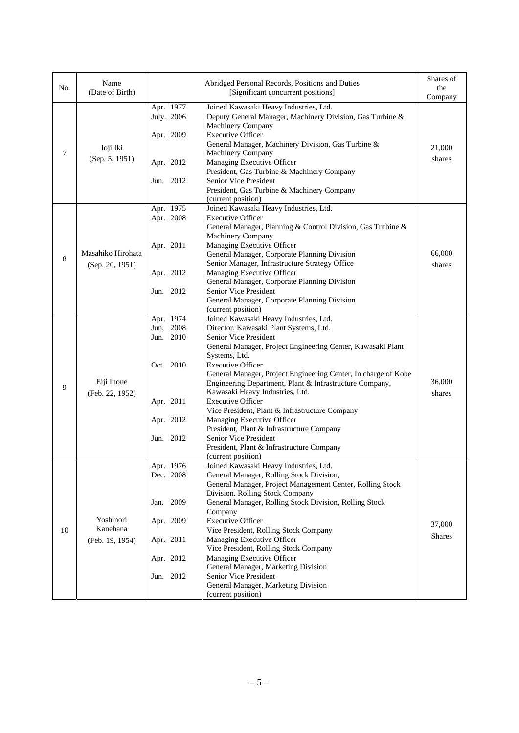| No. | Name (Date of Birth) | Abridged Personal Records, Positions and Duties [Significant concurrent positions] | | Shares of the Company |
|---|---|---|---|---|
| 7 | Joji Iki (Sep. 5, 1951) | Apr. 1977<br>July. 2006<br><br>Apr. 2009<br><br><br>Apr. 2012<br><br>Jun. 2012 | Joined Kawasaki Heavy Industries, Ltd.<br>Deputy General Manager, Machinery Division, Gas Turbine & Machinery Company<br>Executive Officer<br>General Manager, Machinery Division, Gas Turbine & Machinery Company<br>Managing Executive Officer<br>President, Gas Turbine & Machinery Company<br>Senior Vice President<br>President, Gas Turbine & Machinery Company<br>(current position) | 21,000 shares |
| 8 | Masahiko Hirohata (Sep. 20, 1951) | Apr. 1975<br>Apr. 2008<br><br><br>Apr. 2011<br><br><br>Apr. 2012<br><br>Jun. 2012 | Joined Kawasaki Heavy Industries, Ltd.<br>Executive Officer<br>General Manager, Planning & Control Division, Gas Turbine & Machinery Company<br>Managing Executive Officer<br>General Manager, Corporate Planning Division<br>Senior Manager, Infrastructure Strategy Office<br>Managing Executive Officer<br>General Manager, Corporate Planning Division<br>Senior Vice President<br>General Manager, Corporate Planning Division<br>(current position) | 66,000 shares |
| 9 | Eiji Inoue (Feb. 22, 1952) | Apr. 1974<br>Jun, 2008<br>Jun. 2010<br><br><br>Oct. 2010<br><br><br><br>Apr. 2011<br><br>Apr. 2012<br><br>Jun. 2012 | Joined Kawasaki Heavy Industries, Ltd.<br>Director, Kawasaki Plant Systems, Ltd.<br>Senior Vice President<br>General Manager, Project Engineering Center, Kawasaki Plant Systems, Ltd.<br>Executive Officer<br>General Manager, Project Engineering Center, In charge of Kobe Engineering Department, Plant & Infrastructure Company, Kawasaki Heavy Industries, Ltd.<br>Executive Officer<br>Vice President, Plant & Infrastructure Company<br>Managing Executive Officer<br>President, Plant & Infrastructure Company<br>Senior Vice President<br>President, Plant & Infrastructure Company<br>(current position) | 36,000 shares |
| 10 | Yoshinori Kanehana (Feb. 19, 1954) | Apr. 1976<br>Dec. 2008<br><br><br>Jan. 2009<br><br>Apr. 2009<br><br>Apr. 2011<br><br>Apr. 2012<br><br>Jun. 2012 | Joined Kawasaki Heavy Industries, Ltd.<br>General Manager, Rolling Stock Division,<br>General Manager, Project Management Center, Rolling Stock Division, Rolling Stock Company<br>General Manager, Rolling Stock Division, Rolling Stock Company<br>Executive Officer<br>Vice President, Rolling Stock Company<br>Managing Executive Officer<br>Vice President, Rolling Stock Company<br>Managing Executive Officer<br>General Manager, Marketing Division<br>Senior Vice President<br>General Manager, Marketing Division<br>(current position) | 37,000 Shares |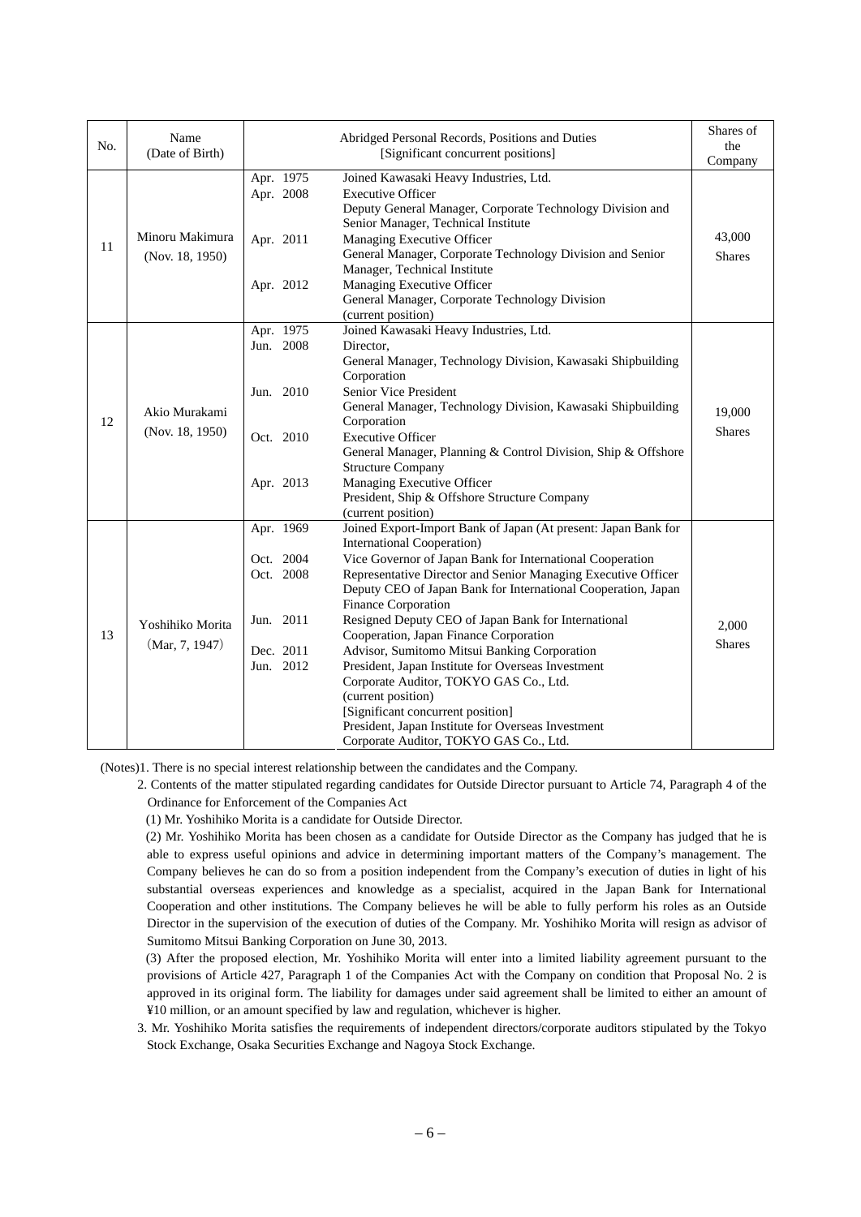| No. | Name (Date of Birth) | Abridged Personal Records, Positions and Duties [Significant concurrent positions] | Shares of the Company |
|---|---|---|---|
| 11 | Minoru Makimura (Nov. 18, 1950) | Apr. 1975 Joined Kawasaki Heavy Industries, Ltd.<br>Apr. 2008 Executive Officer<br>Deputy General Manager, Corporate Technology Division and Senior Manager, Technical Institute<br>Apr. 2011 Managing Executive Officer<br>General Manager, Corporate Technology Division and Senior Manager, Technical Institute<br>Apr. 2012 Managing Executive Officer<br>General Manager, Corporate Technology Division<br>(current position) | 43,000 Shares |
| 12 | Akio Murakami (Nov. 18, 1950) | Apr. 1975 Joined Kawasaki Heavy Industries, Ltd.<br>Jun. 2008 Director,<br>General Manager, Technology Division, Kawasaki Shipbuilding Corporation<br>Jun. 2010 Senior Vice President<br>General Manager, Technology Division, Kawasaki Shipbuilding Corporation<br>Oct. 2010 Executive Officer<br>General Manager, Planning & Control Division, Ship & Offshore Structure Company<br>Apr. 2013 Managing Executive Officer<br>President, Ship & Offshore Structure Company<br>(current position) | 19,000 Shares |
| 13 | Yoshihiko Morita (Mar, 7, 1947) | Apr. 1969 Joined Export-Import Bank of Japan (At present: Japan Bank for International Cooperation)<br>Oct. 2004 Vice Governor of Japan Bank for International Cooperation<br>Oct. 2008 Representative Director and Senior Managing Executive Officer<br>Deputy CEO of Japan Bank for International Cooperation, Japan Finance Corporation<br>Jun. 2011 Resigned Deputy CEO of Japan Bank for International Cooperation, Japan Finance Corporation<br>Dec. 2011 Advisor, Sumitomo Mitsui Banking Corporation<br>Jun. 2012 President, Japan Institute for Overseas Investment<br>Corporate Auditor, TOKYO GAS Co., Ltd.<br>(current position)<br>[Significant concurrent position]<br>President, Japan Institute for Overseas Investment<br>Corporate Auditor, TOKYO GAS Co., Ltd. | 2,000 Shares |

(Notes)1. There is no special interest relationship between the candidates and the Company.

2. Contents of the matter stipulated regarding candidates for Outside Director pursuant to Article 74, Paragraph 4 of the Ordinance for Enforcement of the Companies Act

(1) Mr. Yoshihiko Morita is a candidate for Outside Director.

(2) Mr. Yoshihiko Morita has been chosen as a candidate for Outside Director as the Company has judged that he is able to express useful opinions and advice in determining important matters of the Company's management. The Company believes he can do so from a position independent from the Company's execution of duties in light of his substantial overseas experiences and knowledge as a specialist, acquired in the Japan Bank for International Cooperation and other institutions. The Company believes he will be able to fully perform his roles as an Outside Director in the supervision of the execution of duties of the Company. Mr. Yoshihiko Morita will resign as advisor of Sumitomo Mitsui Banking Corporation on June 30, 2013.

(3) After the proposed election, Mr. Yoshihiko Morita will enter into a limited liability agreement pursuant to the provisions of Article 427, Paragraph 1 of the Companies Act with the Company on condition that Proposal No. 2 is approved in its original form. The liability for damages under said agreement shall be limited to either an amount of ¥10 million, or an amount specified by law and regulation, whichever is higher.

3. Mr. Yoshihiko Morita satisfies the requirements of independent directors/corporate auditors stipulated by the Tokyo Stock Exchange, Osaka Securities Exchange and Nagoya Stock Exchange.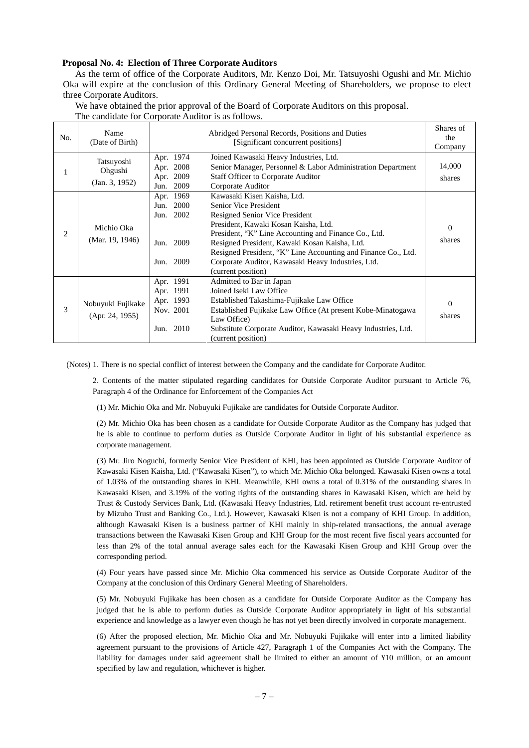**Proposal No. 4: Election of Three Corporate Auditors**

As the term of office of the Corporate Auditors, Mr. Kenzo Doi, Mr. Tatsuyoshi Ogushi and Mr. Michio Oka will expire at the conclusion of this Ordinary General Meeting of Shareholders, we propose to elect three Corporate Auditors.

We have obtained the prior approval of the Board of Corporate Auditors on this proposal.

The candidate for Corporate Auditor is as follows.

| No. | Name (Date of Birth) | Abridged Personal Records, Positions and Duties [Significant concurrent positions] | | Shares of the Company |
|---|---|---|---|---|
| 1 | Tatsuyoshi Ohgushi (Jan. 3, 1952) | Apr. 1974<br>Apr. 2008<br>Apr. 2009<br>Jun. 2009 | Joined Kawasaki Heavy Industries, Ltd.<br>Senior Manager, Personnel & Labor Administration Department<br>Staff Officer to Corporate Auditor<br>Corporate Auditor | 14,000 shares |
| 2 | Michio Oka (Mar. 19, 1946) | Apr. 1969<br>Jun. 2000<br>Jun. 2002<br><br><br>Jun. 2009<br><br>Jun. 2009 | Kawasaki Kisen Kaisha, Ltd.<br>Senior Vice President<br>Resigned Senior Vice President<br>President, Kawaki Kosan Kaisha, Ltd.<br>President, "K" Line Accounting and Finance Co., Ltd.<br>Resigned President, Kawaki Kosan Kaisha, Ltd.<br>Resigned President, "K" Line Accounting and Finance Co., Ltd.<br>Corporate Auditor, Kawasaki Heavy Industries, Ltd. (current position) | 0 shares |
| 3 | Nobuyuki Fujikake (Apr. 24, 1955) | Apr. 1991<br>Apr. 1991<br>Apr. 1993<br>Nov. 2001<br><br>Jun. 2010 | Admitted to Bar in Japan<br>Joined Iseki Law Office<br>Established Takashima-Fujikake Law Office<br>Established Fujikake Law Office (At present Kobe-Minatogawa Law Office)<br>Substitute Corporate Auditor, Kawasaki Heavy Industries, Ltd. (current position) | 0 shares |

(Notes) 1. There is no special conflict of interest between the Company and the candidate for Corporate Auditor.

2. Contents of the matter stipulated regarding candidates for Outside Corporate Auditor pursuant to Article 76, Paragraph 4 of the Ordinance for Enforcement of the Companies Act

(1) Mr. Michio Oka and Mr. Nobuyuki Fujikake are candidates for Outside Corporate Auditor.

(2) Mr. Michio Oka has been chosen as a candidate for Outside Corporate Auditor as the Company has judged that he is able to continue to perform duties as Outside Corporate Auditor in light of his substantial experience as corporate management.

(3) Mr. Jiro Noguchi, formerly Senior Vice President of KHI, has been appointed as Outside Corporate Auditor of Kawasaki Kisen Kaisha, Ltd. ("Kawasaki Kisen"), to which Mr. Michio Oka belonged. Kawasaki Kisen owns a total of 1.03% of the outstanding shares in KHI. Meanwhile, KHI owns a total of 0.31% of the outstanding shares in Kawasaki Kisen, and 3.19% of the voting rights of the outstanding shares in Kawasaki Kisen, which are held by Trust & Custody Services Bank, Ltd. (Kawasaki Heavy Industries, Ltd. retirement benefit trust account re-entrusted by Mizuho Trust and Banking Co., Ltd.). However, Kawasaki Kisen is not a company of KHI Group. In addition, although Kawasaki Kisen is a business partner of KHI mainly in ship-related transactions, the annual average transactions between the Kawasaki Kisen Group and KHI Group for the most recent five fiscal years accounted for less than 2% of the total annual average sales each for the Kawasaki Kisen Group and KHI Group over the corresponding period.

(4) Four years have passed since Mr. Michio Oka commenced his service as Outside Corporate Auditor of the Company at the conclusion of this Ordinary General Meeting of Shareholders.

(5) Mr. Nobuyuki Fujikake has been chosen as a candidate for Outside Corporate Auditor as the Company has judged that he is able to perform duties as Outside Corporate Auditor appropriately in light of his substantial experience and knowledge as a lawyer even though he has not yet been directly involved in corporate management.

(6) After the proposed election, Mr. Michio Oka and Mr. Nobuyuki Fujikake will enter into a limited liability agreement pursuant to the provisions of Article 427, Paragraph 1 of the Companies Act with the Company. The liability for damages under said agreement shall be limited to either an amount of ¥10 million, or an amount specified by law and regulation, whichever is higher.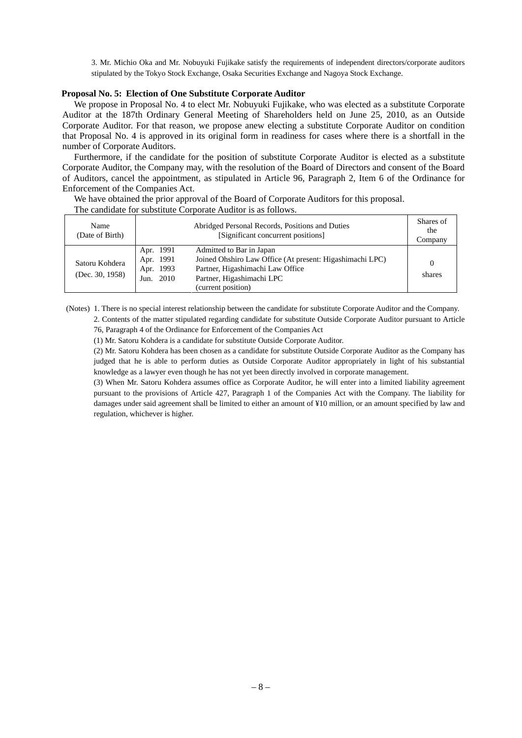3. Mr. Michio Oka and Mr. Nobuyuki Fujikake satisfy the requirements of independent directors/corporate auditors stipulated by the Tokyo Stock Exchange, Osaka Securities Exchange and Nagoya Stock Exchange.

**Proposal No. 5: Election of One Substitute Corporate Auditor**

We propose in Proposal No. 4 to elect Mr. Nobuyuki Fujikake, who was elected as a substitute Corporate Auditor at the 187th Ordinary General Meeting of Shareholders held on June 25, 2010, as an Outside Corporate Auditor. For that reason, we propose anew electing a substitute Corporate Auditor on condition that Proposal No. 4 is approved in its original form in readiness for cases where there is a shortfall in the number of Corporate Auditors.

Furthermore, if the candidate for the position of substitute Corporate Auditor is elected as a substitute Corporate Auditor, the Company may, with the resolution of the Board of Directors and consent of the Board of Auditors, cancel the appointment, as stipulated in Article 96, Paragraph 2, Item 6 of the Ordinance for Enforcement of the Companies Act.

We have obtained the prior approval of the Board of Corporate Auditors for this proposal.

The candidate for substitute Corporate Auditor is as follows.

| Name (Date of Birth) | Abridged Personal Records, Positions and Duties [Significant concurrent positions] | | Shares of the Company |
|---|---|---|---|
| Satoru Kohdera (Dec. 30, 1958) | Apr. 1991<br>Apr. 1991<br>Apr. 1993<br>Jun. 2010 | Admitted to Bar in Japan<br>Joined Ohshiro Law Office (At present: Higashimachi LPC)<br>Partner, Higashimachi Law Office<br>Partner, Higashimachi LPC<br>(current position) | 0 shares |

(Notes) 1. There is no special interest relationship between the candidate for substitute Corporate Auditor and the Company.

2. Contents of the matter stipulated regarding candidate for substitute Outside Corporate Auditor pursuant to Article 76, Paragraph 4 of the Ordinance for Enforcement of the Companies Act

(1) Mr. Satoru Kohdera is a candidate for substitute Outside Corporate Auditor.

(2) Mr. Satoru Kohdera has been chosen as a candidate for substitute Outside Corporate Auditor as the Company has judged that he is able to perform duties as Outside Corporate Auditor appropriately in light of his substantial knowledge as a lawyer even though he has not yet been directly involved in corporate management.

(3) When Mr. Satoru Kohdera assumes office as Corporate Auditor, he will enter into a limited liability agreement pursuant to the provisions of Article 427, Paragraph 1 of the Companies Act with the Company. The liability for damages under said agreement shall be limited to either an amount of ¥10 million, or an amount specified by law and regulation, whichever is higher.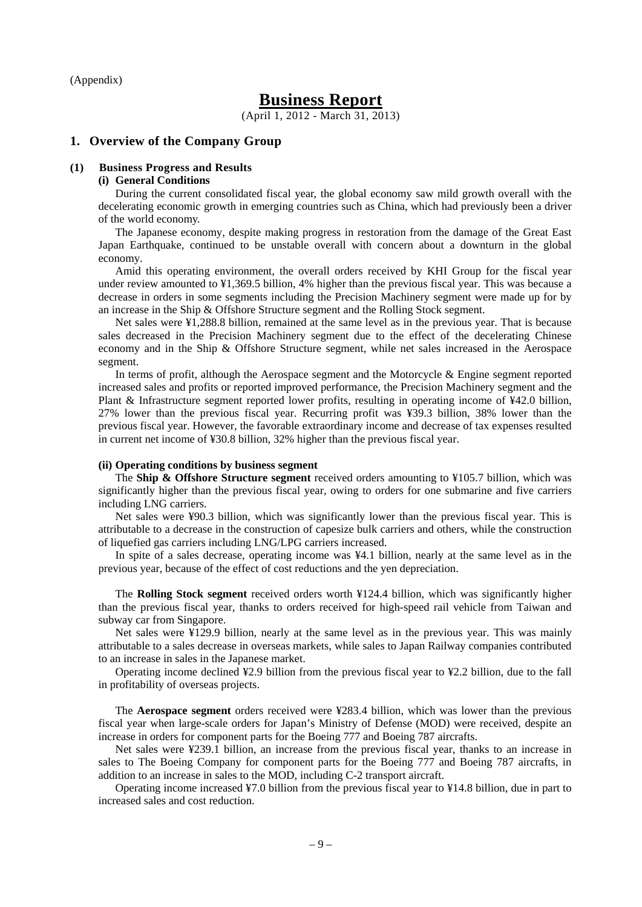(Appendix)

# Business Report

(April 1, 2012 - March 31, 2013)

## 1. Overview of the Company Group

### (1) Business Progress and Results

#### (i) General Conditions

During the current consolidated fiscal year, the global economy saw mild growth overall with the decelerating economic growth in emerging countries such as China, which had previously been a driver of the world economy.

The Japanese economy, despite making progress in restoration from the damage of the Great East Japan Earthquake, continued to be unstable overall with concern about a downturn in the global economy.

Amid this operating environment, the overall orders received by KHI Group for the fiscal year under review amounted to ¥1,369.5 billion, 4% higher than the previous fiscal year. This was because a decrease in orders in some segments including the Precision Machinery segment were made up for by an increase in the Ship & Offshore Structure segment and the Rolling Stock segment.

Net sales were ¥1,288.8 billion, remained at the same level as in the previous year. That is because sales decreased in the Precision Machinery segment due to the effect of the decelerating Chinese economy and in the Ship & Offshore Structure segment, while net sales increased in the Aerospace segment.

In terms of profit, although the Aerospace segment and the Motorcycle & Engine segment reported increased sales and profits or reported improved performance, the Precision Machinery segment and the Plant & Infrastructure segment reported lower profits, resulting in operating income of ¥42.0 billion, 27% lower than the previous fiscal year. Recurring profit was ¥39.3 billion, 38% lower than the previous fiscal year. However, the favorable extraordinary income and decrease of tax expenses resulted in current net income of ¥30.8 billion, 32% higher than the previous fiscal year.

#### (ii) Operating conditions by business segment

The **Ship & Offshore Structure segment** received orders amounting to ¥105.7 billion, which was significantly higher than the previous fiscal year, owing to orders for one submarine and five carriers including LNG carriers.

Net sales were ¥90.3 billion, which was significantly lower than the previous fiscal year. This is attributable to a decrease in the construction of capesize bulk carriers and others, while the construction of liquefied gas carriers including LNG/LPG carriers increased.

In spite of a sales decrease, operating income was ¥4.1 billion, nearly at the same level as in the previous year, because of the effect of cost reductions and the yen depreciation.

The **Rolling Stock segment** received orders worth ¥124.4 billion, which was significantly higher than the previous fiscal year, thanks to orders received for high-speed rail vehicle from Taiwan and subway car from Singapore.

Net sales were ¥129.9 billion, nearly at the same level as in the previous year. This was mainly attributable to a sales decrease in overseas markets, while sales to Japan Railway companies contributed to an increase in sales in the Japanese market.

Operating income declined ¥2.9 billion from the previous fiscal year to ¥2.2 billion, due to the fall in profitability of overseas projects.

The **Aerospace segment** orders received were ¥283.4 billion, which was lower than the previous fiscal year when large-scale orders for Japan's Ministry of Defense (MOD) were received, despite an increase in orders for component parts for the Boeing 777 and Boeing 787 aircrafts.

Net sales were ¥239.1 billion, an increase from the previous fiscal year, thanks to an increase in sales to The Boeing Company for component parts for the Boeing 777 and Boeing 787 aircrafts, in addition to an increase in sales to the MOD, including C-2 transport aircraft.

Operating income increased ¥7.0 billion from the previous fiscal year to ¥14.8 billion, due in part to increased sales and cost reduction.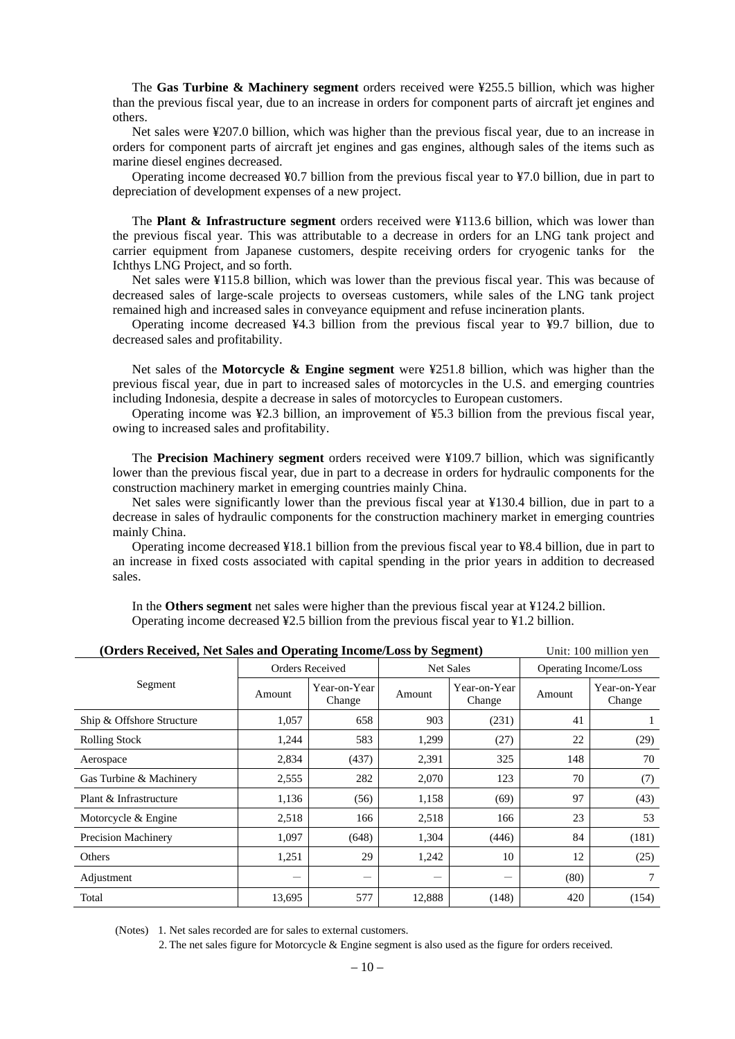The **Gas Turbine & Machinery segment** orders received were ¥255.5 billion, which was higher than the previous fiscal year, due to an increase in orders for component parts of aircraft jet engines and others.

Net sales were ¥207.0 billion, which was higher than the previous fiscal year, due to an increase in orders for component parts of aircraft jet engines and gas engines, although sales of the items such as marine diesel engines decreased.

Operating income decreased ¥0.7 billion from the previous fiscal year to ¥7.0 billion, due in part to depreciation of development expenses of a new project.

The **Plant & Infrastructure segment** orders received were ¥113.6 billion, which was lower than the previous fiscal year. This was attributable to a decrease in orders for an LNG tank project and carrier equipment from Japanese customers, despite receiving orders for cryogenic tanks for the Ichthys LNG Project, and so forth.

Net sales were ¥115.8 billion, which was lower than the previous fiscal year. This was because of decreased sales of large-scale projects to overseas customers, while sales of the LNG tank project remained high and increased sales in conveyance equipment and refuse incineration plants.

Operating income decreased ¥4.3 billion from the previous fiscal year to ¥9.7 billion, due to decreased sales and profitability.

Net sales of the **Motorcycle & Engine segment** were ¥251.8 billion, which was higher than the previous fiscal year, due in part to increased sales of motorcycles in the U.S. and emerging countries including Indonesia, despite a decrease in sales of motorcycles to European customers.

Operating income was ¥2.3 billion, an improvement of ¥5.3 billion from the previous fiscal year, owing to increased sales and profitability.

The **Precision Machinery segment** orders received were ¥109.7 billion, which was significantly lower than the previous fiscal year, due in part to a decrease in orders for hydraulic components for the construction machinery market in emerging countries mainly China.

Net sales were significantly lower than the previous fiscal year at ¥130.4 billion, due in part to a decrease in sales of hydraulic components for the construction machinery market in emerging countries mainly China.

Operating income decreased ¥18.1 billion from the previous fiscal year to ¥8.4 billion, due in part to an increase in fixed costs associated with capital spending in the prior years in addition to decreased sales.

In the **Others segment** net sales were higher than the previous fiscal year at ¥124.2 billion.
Operating income decreased ¥2.5 billion from the previous fiscal year to ¥1.2 billion.

**(Orders Received, Net Sales and Operating Income/Loss by Segment)** Unit: 100 million yen

| Segment | Orders Received | | Net Sales | | Operating Income/Loss | |
|---|---|---|---|---|---|---|
| | Amount | Year-on-Year Change | Amount | Year-on-Year Change | Amount | Year-on-Year Change |
| Ship & Offshore Structure | 1,057 | 658 | 903 | (231) | 41 | 1 |
| Rolling Stock | 1,244 | 583 | 1,299 | (27) | 22 | (29) |
| Aerospace | 2,834 | (437) | 2,391 | 325 | 148 | 70 |
| Gas Turbine & Machinery | 2,555 | 282 | 2,070 | 123 | 70 | (7) |
| Plant & Infrastructure | 1,136 | (56) | 1,158 | (69) | 97 | (43) |
| Motorcycle & Engine | 2,518 | 166 | 2,518 | 166 | 23 | 53 |
| Precision Machinery | 1,097 | (648) | 1,304 | (446) | 84 | (181) |
| Others | 1,251 | 29 | 1,242 | 10 | 12 | (25) |
| Adjustment | ― | ― | ― | ― | (80) | 7 |
| Total | 13,695 | 577 | 12,888 | (148) | 420 | (154) |

(Notes) 1. Net sales recorded are for sales to external customers.
2. The net sales figure for Motorcycle & Engine segment is also used as the figure for orders received.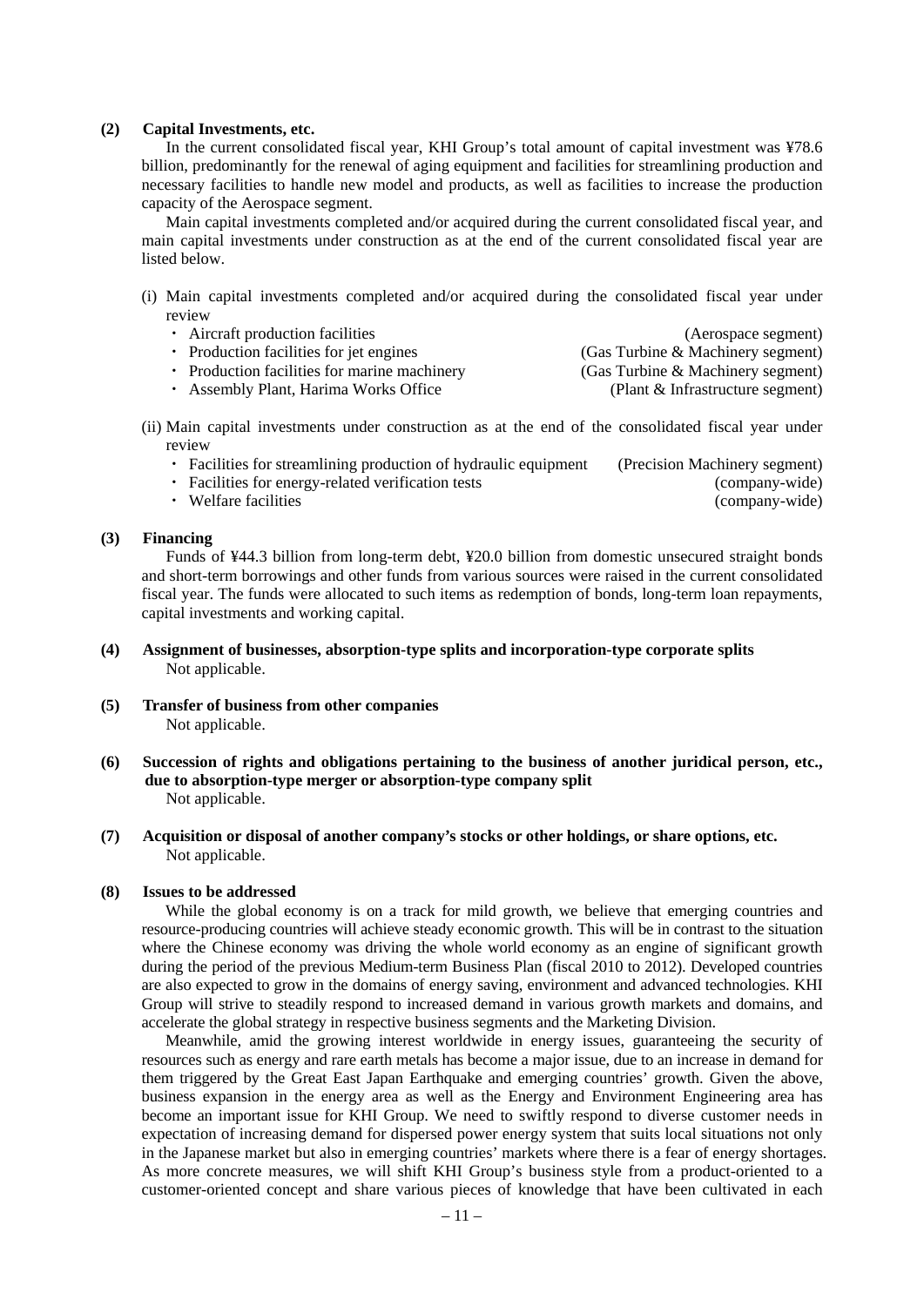### (2) Capital Investments, etc.

In the current consolidated fiscal year, KHI Group's total amount of capital investment was ¥78.6 billion, predominantly for the renewal of aging equipment and facilities for streamlining production and necessary facilities to handle new model and products, as well as facilities to increase the production capacity of the Aerospace segment.

Main capital investments completed and/or acquired during the current consolidated fiscal year, and main capital investments under construction as at the end of the current consolidated fiscal year are listed below.

(i) Main capital investments completed and/or acquired during the consolidated fiscal year under review

- Aircraft production facilities (Aerospace segment)
- Production facilities for jet engines (Gas Turbine & Machinery segment)
- Production facilities for marine machinery (Gas Turbine & Machinery segment)
- Assembly Plant, Harima Works Office (Plant & Infrastructure segment)

(ii) Main capital investments under construction as at the end of the consolidated fiscal year under review

- Facilities for streamlining production of hydraulic equipment (Precision Machinery segment)
- Facilities for energy-related verification tests (company-wide)
- Welfare facilities (company-wide)

### (3) Financing

Funds of ¥44.3 billion from long-term debt, ¥20.0 billion from domestic unsecured straight bonds and short-term borrowings and other funds from various sources were raised in the current consolidated fiscal year. The funds were allocated to such items as redemption of bonds, long-term loan repayments, capital investments and working capital.

### (4) Assignment of businesses, absorption-type splits and incorporation-type corporate splits

Not applicable.

### (5) Transfer of business from other companies

Not applicable.

### (6) Succession of rights and obligations pertaining to the business of another juridical person, etc., due to absorption-type merger or absorption-type company split

Not applicable.

### (7) Acquisition or disposal of another company's stocks or other holdings, or share options, etc.

Not applicable.

### (8) Issues to be addressed

While the global economy is on a track for mild growth, we believe that emerging countries and resource-producing countries will achieve steady economic growth. This will be in contrast to the situation where the Chinese economy was driving the whole world economy as an engine of significant growth during the period of the previous Medium-term Business Plan (fiscal 2010 to 2012). Developed countries are also expected to grow in the domains of energy saving, environment and advanced technologies. KHI Group will strive to steadily respond to increased demand in various growth markets and domains, and accelerate the global strategy in respective business segments and the Marketing Division.

Meanwhile, amid the growing interest worldwide in energy issues, guaranteeing the security of resources such as energy and rare earth metals has become a major issue, due to an increase in demand for them triggered by the Great East Japan Earthquake and emerging countries' growth. Given the above, business expansion in the energy area as well as the Energy and Environment Engineering area has become an important issue for KHI Group. We need to swiftly respond to diverse customer needs in expectation of increasing demand for dispersed power energy system that suits local situations not only in the Japanese market but also in emerging countries' markets where there is a fear of energy shortages. As more concrete measures, we will shift KHI Group's business style from a product-oriented to a customer-oriented concept and share various pieces of knowledge that have been cultivated in each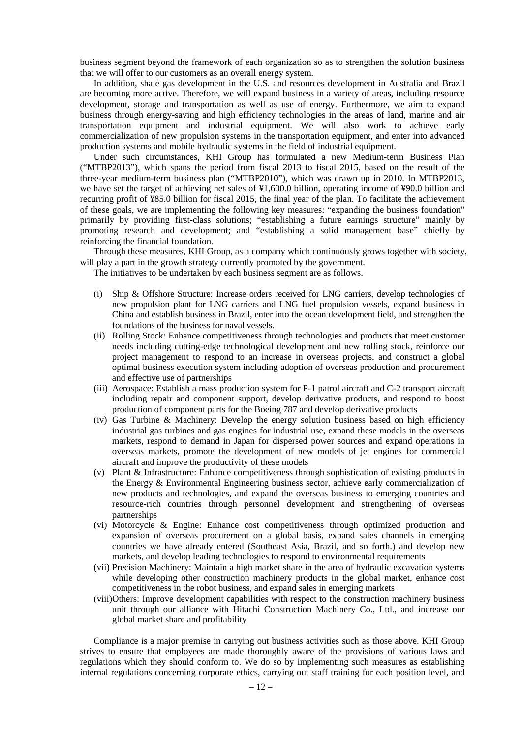business segment beyond the framework of each organization so as to strengthen the solution business that we will offer to our customers as an overall energy system.

In addition, shale gas development in the U.S. and resources development in Australia and Brazil are becoming more active. Therefore, we will expand business in a variety of areas, including resource development, storage and transportation as well as use of energy. Furthermore, we aim to expand business through energy-saving and high efficiency technologies in the areas of land, marine and air transportation equipment and industrial equipment. We will also work to achieve early commercialization of new propulsion systems in the transportation equipment, and enter into advanced production systems and mobile hydraulic systems in the field of industrial equipment.

Under such circumstances, KHI Group has formulated a new Medium-term Business Plan ("MTBP2013"), which spans the period from fiscal 2013 to fiscal 2015, based on the result of the three-year medium-term business plan ("MTBP2010"), which was drawn up in 2010. In MTBP2013, we have set the target of achieving net sales of ¥1,600.0 billion, operating income of ¥90.0 billion and recurring profit of ¥85.0 billion for fiscal 2015, the final year of the plan. To facilitate the achievement of these goals, we are implementing the following key measures: "expanding the business foundation" primarily by providing first-class solutions; "establishing a future earnings structure" mainly by promoting research and development; and "establishing a solid management base" chiefly by reinforcing the financial foundation.

Through these measures, KHI Group, as a company which continuously grows together with society, will play a part in the growth strategy currently promoted by the government.

The initiatives to be undertaken by each business segment are as follows.

(i) Ship & Offshore Structure: Increase orders received for LNG carriers, develop technologies of new propulsion plant for LNG carriers and LNG fuel propulsion vessels, expand business in China and establish business in Brazil, enter into the ocean development field, and strengthen the foundations of the business for naval vessels.

(ii) Rolling Stock: Enhance competitiveness through technologies and products that meet customer needs including cutting-edge technological development and new rolling stock, reinforce our project management to respond to an increase in overseas projects, and construct a global optimal business execution system including adoption of overseas production and procurement and effective use of partnerships

(iii) Aerospace: Establish a mass production system for P-1 patrol aircraft and C-2 transport aircraft including repair and component support, develop derivative products, and respond to boost production of component parts for the Boeing 787 and develop derivative products

(iv) Gas Turbine & Machinery: Develop the energy solution business based on high efficiency industrial gas turbines and gas engines for industrial use, expand these models in the overseas markets, respond to demand in Japan for dispersed power sources and expand operations in overseas markets, promote the development of new models of jet engines for commercial aircraft and improve the productivity of these models

(v) Plant & Infrastructure: Enhance competitiveness through sophistication of existing products in the Energy & Environmental Engineering business sector, achieve early commercialization of new products and technologies, and expand the overseas business to emerging countries and resource-rich countries through personnel development and strengthening of overseas partnerships

(vi) Motorcycle & Engine: Enhance cost competitiveness through optimized production and expansion of overseas procurement on a global basis, expand sales channels in emerging countries we have already entered (Southeast Asia, Brazil, and so forth.) and develop new markets, and develop leading technologies to respond to environmental requirements

(vii) Precision Machinery: Maintain a high market share in the area of hydraulic excavation systems while developing other construction machinery products in the global market, enhance cost competitiveness in the robot business, and expand sales in emerging markets

(viii) Others: Improve development capabilities with respect to the construction machinery business unit through our alliance with Hitachi Construction Machinery Co., Ltd., and increase our global market share and profitability

Compliance is a major premise in carrying out business activities such as those above. KHI Group strives to ensure that employees are made thoroughly aware of the provisions of various laws and regulations which they should conform to. We do so by implementing such measures as establishing internal regulations concerning corporate ethics, carrying out staff training for each position level, and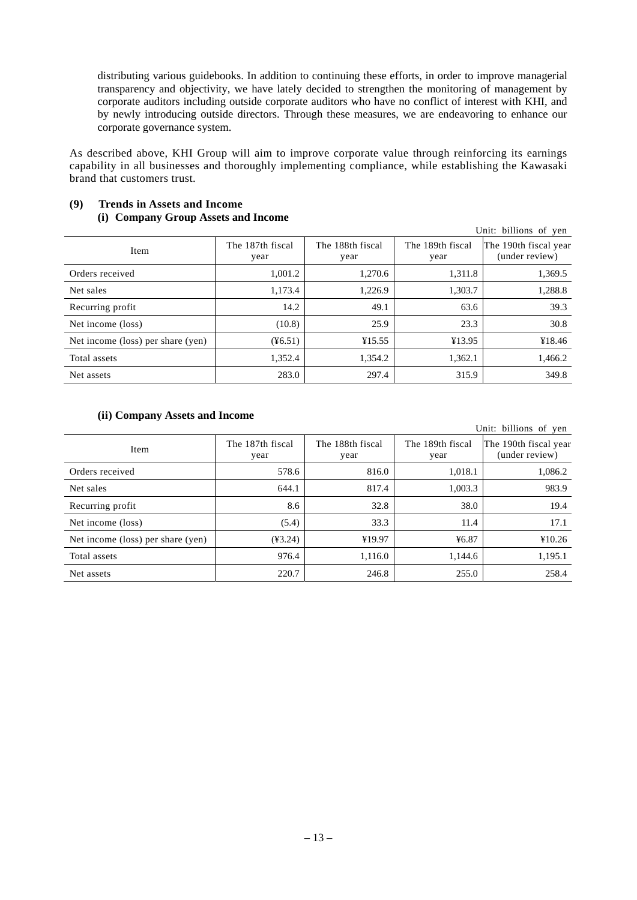distributing various guidebooks. In addition to continuing these efforts, in order to improve managerial transparency and objectivity, we have lately decided to strengthen the monitoring of management by corporate auditors including outside corporate auditors who have no conflict of interest with KHI, and by newly introducing outside directors. Through these measures, we are endeavoring to enhance our corporate governance system.

As described above, KHI Group will aim to improve corporate value through reinforcing its earnings capability in all businesses and thoroughly implementing compliance, while establishing the Kawasaki brand that customers trust.

## (9) Trends in Assets and Income

### (i) Company Group Assets and Income

Unit: billions of yen

| Item | The 187th fiscal year | The 188th fiscal year | The 189th fiscal year | The 190th fiscal year (under review) |
|---|---|---|---|---|
| Orders received | 1,001.2 | 1,270.6 | 1,311.8 | 1,369.5 |
| Net sales | 1,173.4 | 1,226.9 | 1,303.7 | 1,288.8 |
| Recurring profit | 14.2 | 49.1 | 63.6 | 39.3 |
| Net income (loss) | (10.8) | 25.9 | 23.3 | 30.8 |
| Net income (loss) per share (yen) | (¥6.51) | ¥15.55 | ¥13.95 | ¥18.46 |
| Total assets | 1,352.4 | 1,354.2 | 1,362.1 | 1,466.2 |
| Net assets | 283.0 | 297.4 | 315.9 | 349.8 |

### (ii) Company Assets and Income

Unit: billions of yen

| Item | The 187th fiscal year | The 188th fiscal year | The 189th fiscal year | The 190th fiscal year (under review) |
|---|---|---|---|---|
| Orders received | 578.6 | 816.0 | 1,018.1 | 1,086.2 |
| Net sales | 644.1 | 817.4 | 1,003.3 | 983.9 |
| Recurring profit | 8.6 | 32.8 | 38.0 | 19.4 |
| Net income (loss) | (5.4) | 33.3 | 11.4 | 17.1 |
| Net income (loss) per share (yen) | (¥3.24) | ¥19.97 | ¥6.87 | ¥10.26 |
| Total assets | 976.4 | 1,116.0 | 1,144.6 | 1,195.1 |
| Net assets | 220.7 | 246.8 | 255.0 | 258.4 |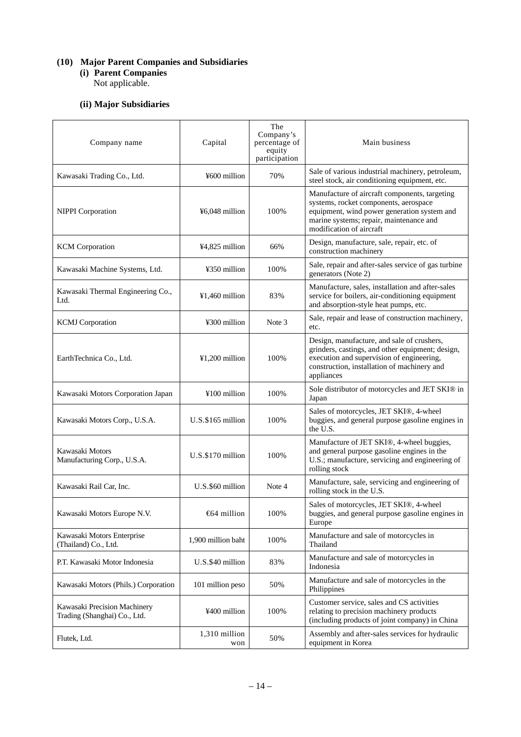### (10) Major Parent Companies and Subsidiaries

#### (i) Parent Companies

Not applicable.

#### (ii) Major Subsidiaries

| Company name | Capital | The Company's percentage of equity participation | Main business |
|---|---|---|---|
| Kawasaki Trading Co., Ltd. | ¥600 million | 70% | Sale of various industrial machinery, petroleum, steel stock, air conditioning equipment, etc. |
| NIPPI Corporation | ¥6,048 million | 100% | Manufacture of aircraft components, targeting systems, rocket components, aerospace equipment, wind power generation system and marine systems; repair, maintenance and modification of aircraft |
| KCM Corporation | ¥4,825 million | 66% | Design, manufacture, sale, repair, etc. of construction machinery |
| Kawasaki Machine Systems, Ltd. | ¥350 million | 100% | Sale, repair and after-sales service of gas turbine generators (Note 2) |
| Kawasaki Thermal Engineering Co., Ltd. | ¥1,460 million | 83% | Manufacture, sales, installation and after-sales service for boilers, air-conditioning equipment and absorption-style heat pumps, etc. |
| KCMJ Corporation | ¥300 million | Note 3 | Sale, repair and lease of construction machinery, etc. |
| EarthTechnica Co., Ltd. | ¥1,200 million | 100% | Design, manufacture, and sale of crushers, grinders, castings, and other equipment; design, execution and supervision of engineering, construction, installation of machinery and appliances |
| Kawasaki Motors Corporation Japan | ¥100 million | 100% | Sole distributor of motorcycles and JET SKI® in Japan |
| Kawasaki Motors Corp., U.S.A. | U.S.$165 million | 100% | Sales of motorcycles, JET SKI®, 4-wheel buggies, and general purpose gasoline engines in the U.S. |
| Kawasaki Motors Manufacturing Corp., U.S.A. | U.S.$170 million | 100% | Manufacture of JET SKI®, 4-wheel buggies, and general purpose gasoline engines in the U.S.; manufacture, servicing and engineering of rolling stock |
| Kawasaki Rail Car, Inc. | U.S.$60 million | Note 4 | Manufacture, sale, servicing and engineering of rolling stock in the U.S. |
| Kawasaki Motors Europe N.V. | €64 million | 100% | Sales of motorcycles, JET SKI®, 4-wheel buggies, and general purpose gasoline engines in Europe |
| Kawasaki Motors Enterprise (Thailand) Co., Ltd. | 1,900 million baht | 100% | Manufacture and sale of motorcycles in Thailand |
| P.T. Kawasaki Motor Indonesia | U.S.$40 million | 83% | Manufacture and sale of motorcycles in Indonesia |
| Kawasaki Motors (Phils.) Corporation | 101 million peso | 50% | Manufacture and sale of motorcycles in the Philippines |
| Kawasaki Precision Machinery Trading (Shanghai) Co., Ltd. | ¥400 million | 100% | Customer service, sales and CS activities relating to precision machinery products (including products of joint company) in China |
| Flutek, Ltd. | 1,310 million won | 50% | Assembly and after-sales services for hydraulic equipment in Korea |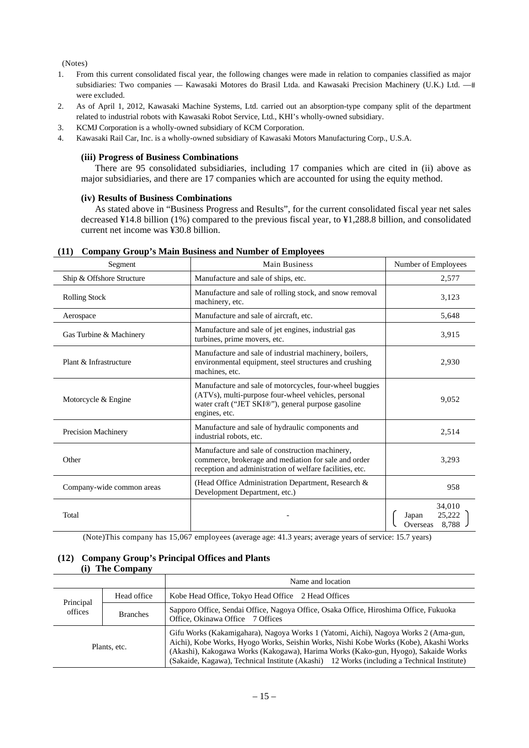(Notes)

1. From this current consolidated fiscal year, the following changes were made in relation to companies classified as major subsidiaries: Two companies — Kawasaki Motores do Brasil Ltda. and Kawasaki Precision Machinery (U.K.) Ltd. —# were excluded.
2. As of April 1, 2012, Kawasaki Machine Systems, Ltd. carried out an absorption-type company split of the department related to industrial robots with Kawasaki Robot Service, Ltd., KHI's wholly-owned subsidiary.
3. KCMJ Corporation is a wholly-owned subsidiary of KCM Corporation.
4. Kawasaki Rail Car, Inc. is a wholly-owned subsidiary of Kawasaki Motors Manufacturing Corp., U.S.A.

#### (iii) Progress of Business Combinations

There are 95 consolidated subsidiaries, including 17 companies which are cited in (ii) above as major subsidiaries, and there are 17 companies which are accounted for using the equity method.

#### (iv) Results of Business Combinations

As stated above in "Business Progress and Results", for the current consolidated fiscal year net sales decreased ¥14.8 billion (1%) compared to the previous fiscal year, to ¥1,288.8 billion, and consolidated current net income was ¥30.8 billion.

### (11) Company Group's Main Business and Number of Employees

| Segment | Main Business | Number of Employees |
|---|---|---|
| Ship & Offshore Structure | Manufacture and sale of ships, etc. | 2,577 |
| Rolling Stock | Manufacture and sale of rolling stock, and snow removal machinery, etc. | 3,123 |
| Aerospace | Manufacture and sale of aircraft, etc. | 5,648 |
| Gas Turbine & Machinery | Manufacture and sale of jet engines, industrial gas turbines, prime movers, etc. | 3,915 |
| Plant & Infrastructure | Manufacture and sale of industrial machinery, boilers, environmental equipment, steel structures and crushing machines, etc. | 2,930 |
| Motorcycle & Engine | Manufacture and sale of motorcycles, four-wheel buggies (ATVs), multi-purpose four-wheel vehicles, personal water craft ("JET SKI®"), general purpose gasoline engines, etc. | 9,052 |
| Precision Machinery | Manufacture and sale of hydraulic components and industrial robots, etc. | 2,514 |
| Other | Manufacture and sale of construction machinery, commerce, brokerage and mediation for sale and order reception and administration of welfare facilities, etc. | 3,293 |
| Company-wide common areas | (Head Office Administration Department, Research & Development Department, etc.) | 958 |
| Total | - | 34,010 (Japan 25,222 / Overseas 8,788) |

(Note)This company has 15,067 employees (average age: 41.3 years; average years of service: 15.7 years)

### (12) Company Group's Principal Offices and Plants

#### (i) The Company

| | | Name and location |
|---|---|---|
| Principal offices | Head office | Kobe Head Office, Tokyo Head Office 2 Head Offices |
| | Branches | Sapporo Office, Sendai Office, Nagoya Office, Osaka Office, Hiroshima Office, Fukuoka Office, Okinawa Office 7 Offices |
| Plants, etc. | | Gifu Works (Kakamigahara), Nagoya Works 1 (Yatomi, Aichi), Nagoya Works 2 (Ama-gun, Aichi), Kobe Works, Hyogo Works, Seishin Works, Nishi Kobe Works (Kobe), Akashi Works (Akashi), Kakogawa Works (Kakogawa), Harima Works (Kako-gun, Hyogo), Sakaide Works (Sakaide, Kagawa), Technical Institute (Akashi) 12 Works (including a Technical Institute) |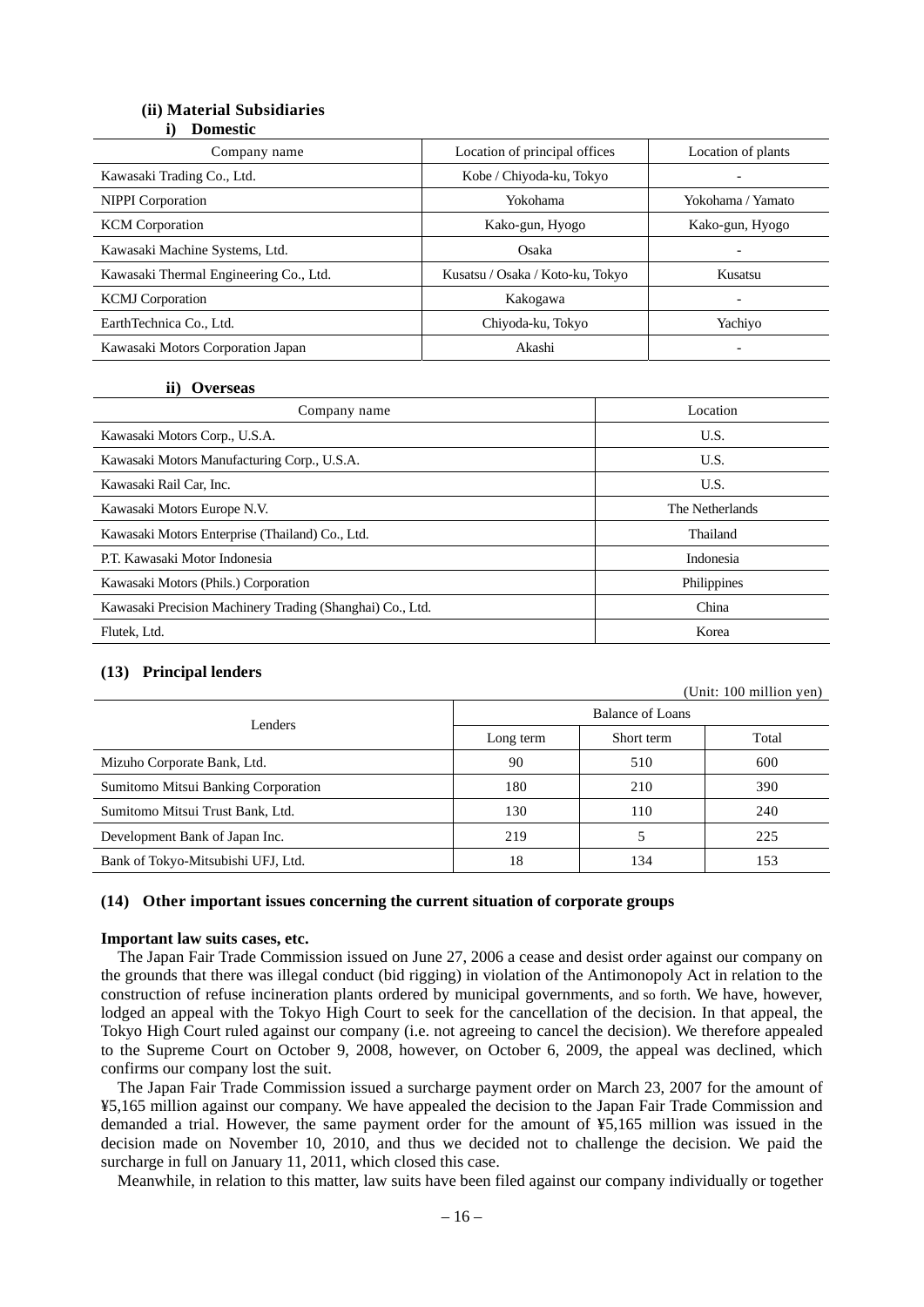### (ii) Material Subsidiaries

#### i) Domestic

| Company name | Location of principal offices | Location of plants |
|---|---|---|
| Kawasaki Trading Co., Ltd. | Kobe / Chiyoda-ku, Tokyo | - |
| NIPPI Corporation | Yokohama | Yokohama / Yamato |
| KCM Corporation | Kako-gun, Hyogo | Kako-gun, Hyogo |
| Kawasaki Machine Systems, Ltd. | Osaka | - |
| Kawasaki Thermal Engineering Co., Ltd. | Kusatsu / Osaka / Koto-ku, Tokyo | Kusatsu |
| KCMJ Corporation | Kakogawa | - |
| EarthTechnica Co., Ltd. | Chiyoda-ku, Tokyo | Yachiyo |
| Kawasaki Motors Corporation Japan | Akashi | - |

#### ii) Overseas

| Company name | Location |
|---|---|
| Kawasaki Motors Corp., U.S.A. | U.S. |
| Kawasaki Motors Manufacturing Corp., U.S.A. | U.S. |
| Kawasaki Rail Car, Inc. | U.S. |
| Kawasaki Motors Europe N.V. | The Netherlands |
| Kawasaki Motors Enterprise (Thailand) Co., Ltd. | Thailand |
| P.T. Kawasaki Motor Indonesia | Indonesia |
| Kawasaki Motors (Phils.) Corporation | Philippines |
| Kawasaki Precision Machinery Trading (Shanghai) Co., Ltd. | China |
| Flutek, Ltd. | Korea |

### (13) Principal lenders

(Unit: 100 million yen)

| Lenders | Balance of Loans | | |
|---|---|---|---|
| | Long term | Short term | Total |
| Mizuho Corporate Bank, Ltd. | 90 | 510 | 600 |
| Sumitomo Mitsui Banking Corporation | 180 | 210 | 390 |
| Sumitomo Mitsui Trust Bank, Ltd. | 130 | 110 | 240 |
| Development Bank of Japan Inc. | 219 | 5 | 225 |
| Bank of Tokyo-Mitsubishi UFJ, Ltd. | 18 | 134 | 153 |

### (14) Other important issues concerning the current situation of corporate groups

**Important law suits cases, etc.**

The Japan Fair Trade Commission issued on June 27, 2006 a cease and desist order against our company on the grounds that there was illegal conduct (bid rigging) in violation of the Antimonopoly Act in relation to the construction of refuse incineration plants ordered by municipal governments, and so forth. We have, however, lodged an appeal with the Tokyo High Court to seek for the cancellation of the decision. In that appeal, the Tokyo High Court ruled against our company (i.e. not agreeing to cancel the decision). We therefore appealed to the Supreme Court on October 9, 2008, however, on October 6, 2009, the appeal was declined, which confirms our company lost the suit.

The Japan Fair Trade Commission issued a surcharge payment order on March 23, 2007 for the amount of ¥5,165 million against our company. We have appealed the decision to the Japan Fair Trade Commission and demanded a trial. However, the same payment order for the amount of ¥5,165 million was issued in the decision made on November 10, 2010, and thus we decided not to challenge the decision. We paid the surcharge in full on January 11, 2011, which closed this case.

Meanwhile, in relation to this matter, law suits have been filed against our company individually or together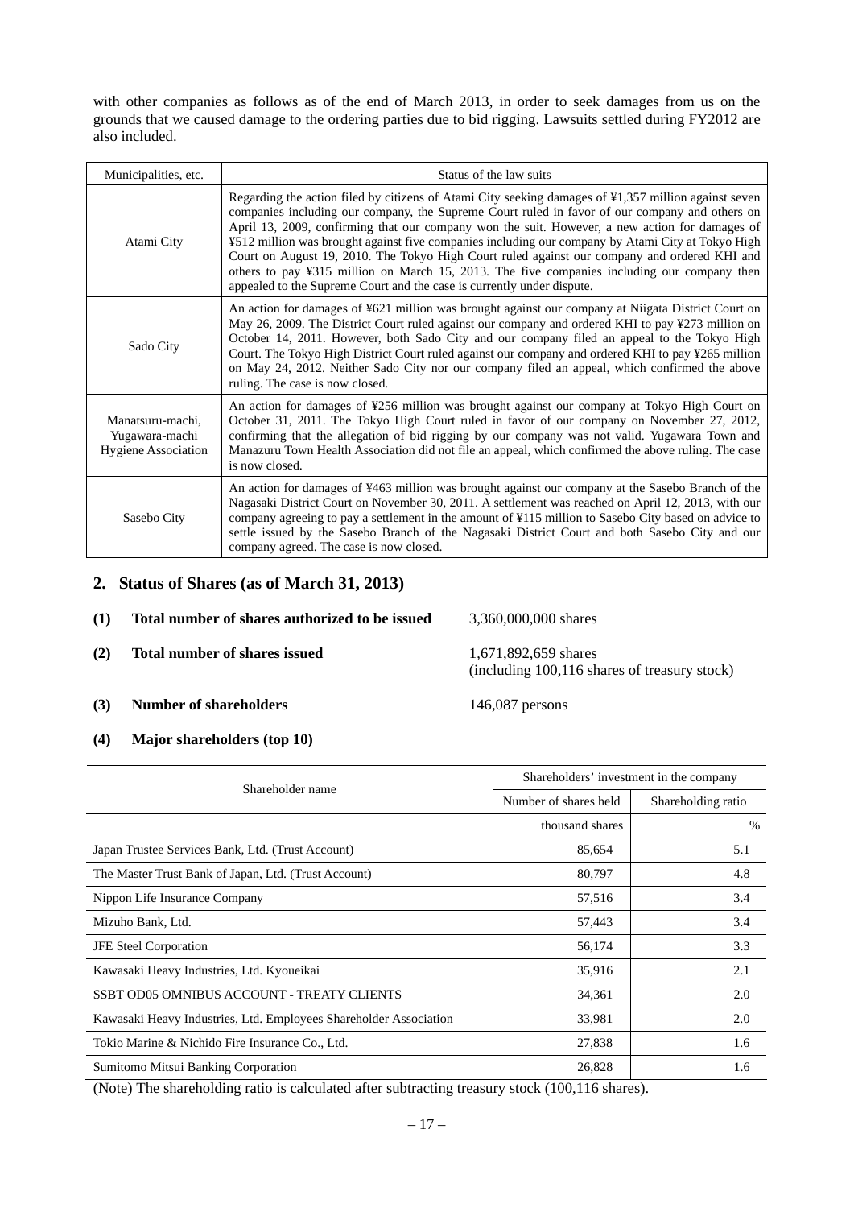with other companies as follows as of the end of March 2013, in order to seek damages from us on the grounds that we caused damage to the ordering parties due to bid rigging. Lawsuits settled during FY2012 are also included.

| Municipalities, etc. | Status of the law suits |
|---|---|
| Atami City | Regarding the action filed by citizens of Atami City seeking damages of ¥1,357 million against seven companies including our company, the Supreme Court ruled in favor of our company and others on April 13, 2009, confirming that our company won the suit. However, a new action for damages of ¥512 million was brought against five companies including our company by Atami City at Tokyo High Court on August 19, 2010. The Tokyo High Court ruled against our company and ordered KHI and others to pay ¥315 million on March 15, 2013. The five companies including our company then appealed to the Supreme Court and the case is currently under dispute. |
| Sado City | An action for damages of ¥621 million was brought against our company at Niigata District Court on May 26, 2009. The District Court ruled against our company and ordered KHI to pay ¥273 million on October 14, 2011. However, both Sado City and our company filed an appeal to the Tokyo High Court. The Tokyo High District Court ruled against our company and ordered KHI to pay ¥265 million on May 24, 2012. Neither Sado City nor our company filed an appeal, which confirmed the above ruling. The case is now closed. |
| Manatsuru-machi, Yugawara-machi Hygiene Association | An action for damages of ¥256 million was brought against our company at Tokyo High Court on October 31, 2011. The Tokyo High Court ruled in favor of our company on November 27, 2012, confirming that the allegation of bid rigging by our company was not valid. Yugawara Town and Manazuru Town Health Association did not file an appeal, which confirmed the above ruling. The case is now closed. |
| Sasebo City | An action for damages of ¥463 million was brought against our company at the Sasebo Branch of the Nagasaki District Court on November 30, 2011. A settlement was reached on April 12, 2013, with our company agreeing to pay a settlement in the amount of ¥115 million to Sasebo City based on advice to settle issued by the Sasebo Branch of the Nagasaki District Court and both Sasebo City and our company agreed. The case is now closed. |

## 2. Status of Shares (as of March 31, 2013)

**(1) Total number of shares authorized to be issued** 3,360,000,000 shares

**(2) Total number of shares issued** 1,671,892,659 shares (including 100,116 shares of treasury stock)

**(3) Number of shareholders** 146,087 persons

**(4) Major shareholders (top 10)**

| Shareholder name | Shareholders' investment in the company | |
|---|---|---|
| | Number of shares held | Shareholding ratio |
| | thousand shares | % |
| Japan Trustee Services Bank, Ltd. (Trust Account) | 85,654 | 5.1 |
| The Master Trust Bank of Japan, Ltd. (Trust Account) | 80,797 | 4.8 |
| Nippon Life Insurance Company | 57,516 | 3.4 |
| Mizuho Bank, Ltd. | 57,443 | 3.4 |
| JFE Steel Corporation | 56,174 | 3.3 |
| Kawasaki Heavy Industries, Ltd. Kyoueikai | 35,916 | 2.1 |
| SSBT OD05 OMNIBUS ACCOUNT - TREATY CLIENTS | 34,361 | 2.0 |
| Kawasaki Heavy Industries, Ltd. Employees Shareholder Association | 33,981 | 2.0 |
| Tokio Marine & Nichido Fire Insurance Co., Ltd. | 27,838 | 1.6 |
| Sumitomo Mitsui Banking Corporation | 26,828 | 1.6 |

(Note) The shareholding ratio is calculated after subtracting treasury stock (100,116 shares).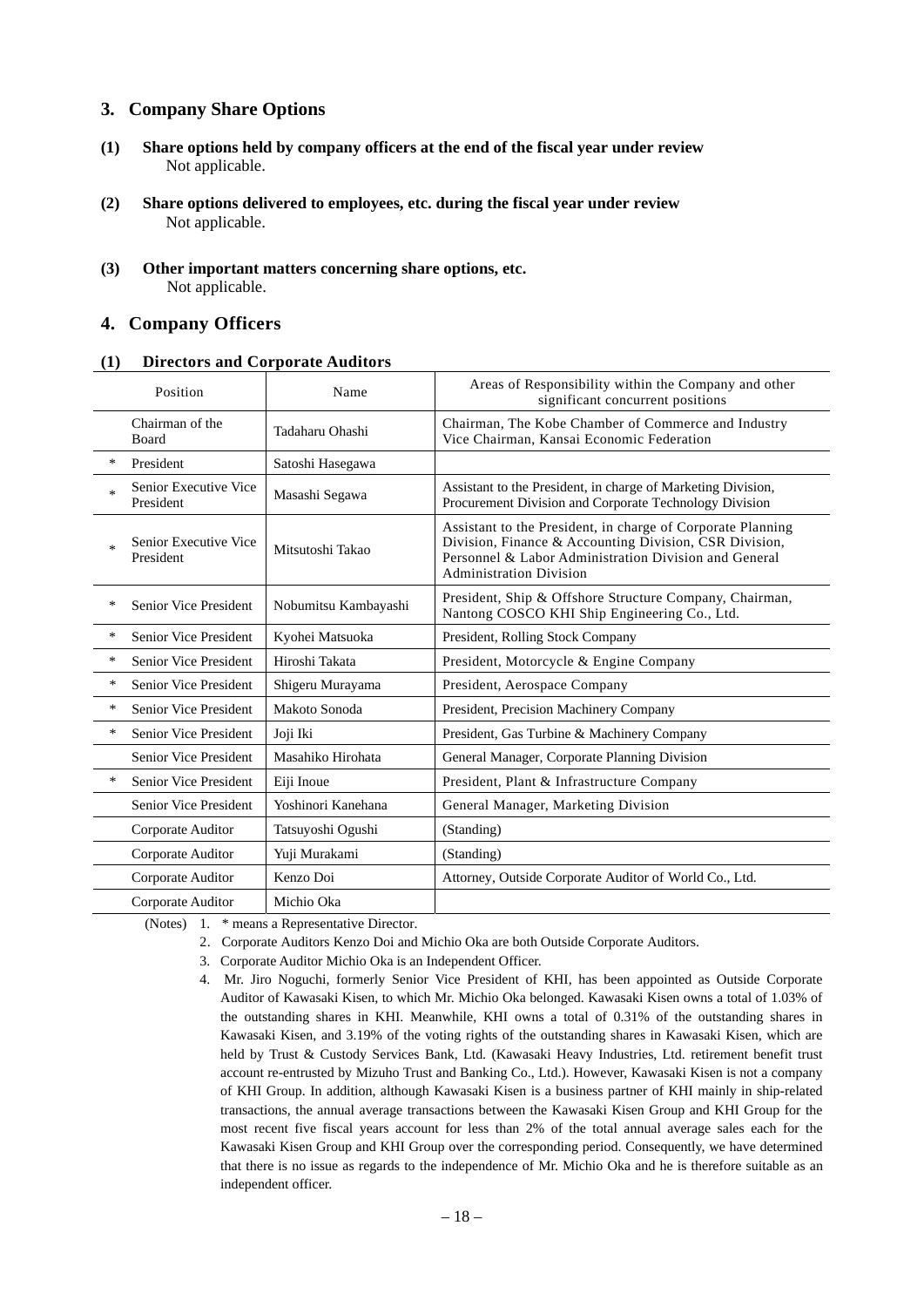## 3. Company Share Options

**(1) Share options held by company officers at the end of the fiscal year under review**
Not applicable.

**(2) Share options delivered to employees, etc. during the fiscal year under review**
Not applicable.

**(3) Other important matters concerning share options, etc.**
Not applicable.

## 4. Company Officers

### (1) Directors and Corporate Auditors

| | Position | Name | Areas of Responsibility within the Company and other significant concurrent positions |
|---|---|---|---|
| | Chairman of the Board | Tadaharu Ohashi | Chairman, The Kobe Chamber of Commerce and Industry<br>Vice Chairman, Kansai Economic Federation |
| * | President | Satoshi Hasegawa | |
| * | Senior Executive Vice President | Masashi Segawa | Assistant to the President, in charge of Marketing Division, Procurement Division and Corporate Technology Division |
| * | Senior Executive Vice President | Mitsutoshi Takao | Assistant to the President, in charge of Corporate Planning Division, Finance & Accounting Division, CSR Division, Personnel & Labor Administration Division and General Administration Division |
| * | Senior Vice President | Nobumitsu Kambayashi | President, Ship & Offshore Structure Company, Chairman, Nantong COSCO KHI Ship Engineering Co., Ltd. |
| * | Senior Vice President | Kyohei Matsuoka | President, Rolling Stock Company |
| * | Senior Vice President | Hiroshi Takata | President, Motorcycle & Engine Company |
| * | Senior Vice President | Shigeru Murayama | President, Aerospace Company |
| * | Senior Vice President | Makoto Sonoda | President, Precision Machinery Company |
| * | Senior Vice President | Joji Iki | President, Gas Turbine & Machinery Company |
| | Senior Vice President | Masahiko Hirohata | General Manager, Corporate Planning Division |
| * | Senior Vice President | Eiji Inoue | President, Plant & Infrastructure Company |
| | Senior Vice President | Yoshinori Kanehana | General Manager, Marketing Division |
| | Corporate Auditor | Tatsuyoshi Ogushi | (Standing) |
| | Corporate Auditor | Yuji Murakami | (Standing) |
| | Corporate Auditor | Kenzo Doi | Attorney, Outside Corporate Auditor of World Co., Ltd. |
| | Corporate Auditor | Michio Oka | |

(Notes)
1. * means a Representative Director.
2. Corporate Auditors Kenzo Doi and Michio Oka are both Outside Corporate Auditors.
3. Corporate Auditor Michio Oka is an Independent Officer.
4. Mr. Jiro Noguchi, formerly Senior Vice President of KHI, has been appointed as Outside Corporate Auditor of Kawasaki Kisen, to which Mr. Michio Oka belonged. Kawasaki Kisen owns a total of 1.03% of the outstanding shares in KHI. Meanwhile, KHI owns a total of 0.31% of the outstanding shares in Kawasaki Kisen, and 3.19% of the voting rights of the outstanding shares in Kawasaki Kisen, which are held by Trust & Custody Services Bank, Ltd. (Kawasaki Heavy Industries, Ltd. retirement benefit trust account re-entrusted by Mizuho Trust and Banking Co., Ltd.). However, Kawasaki Kisen is not a company of KHI Group. In addition, although Kawasaki Kisen is a business partner of KHI mainly in ship-related transactions, the annual average transactions between the Kawasaki Kisen Group and KHI Group for the most recent five fiscal years account for less than 2% of the total annual average sales each for the Kawasaki Kisen Group and KHI Group over the corresponding period. Consequently, we have determined that there is no issue as regards to the independence of Mr. Michio Oka and he is therefore suitable as an independent officer.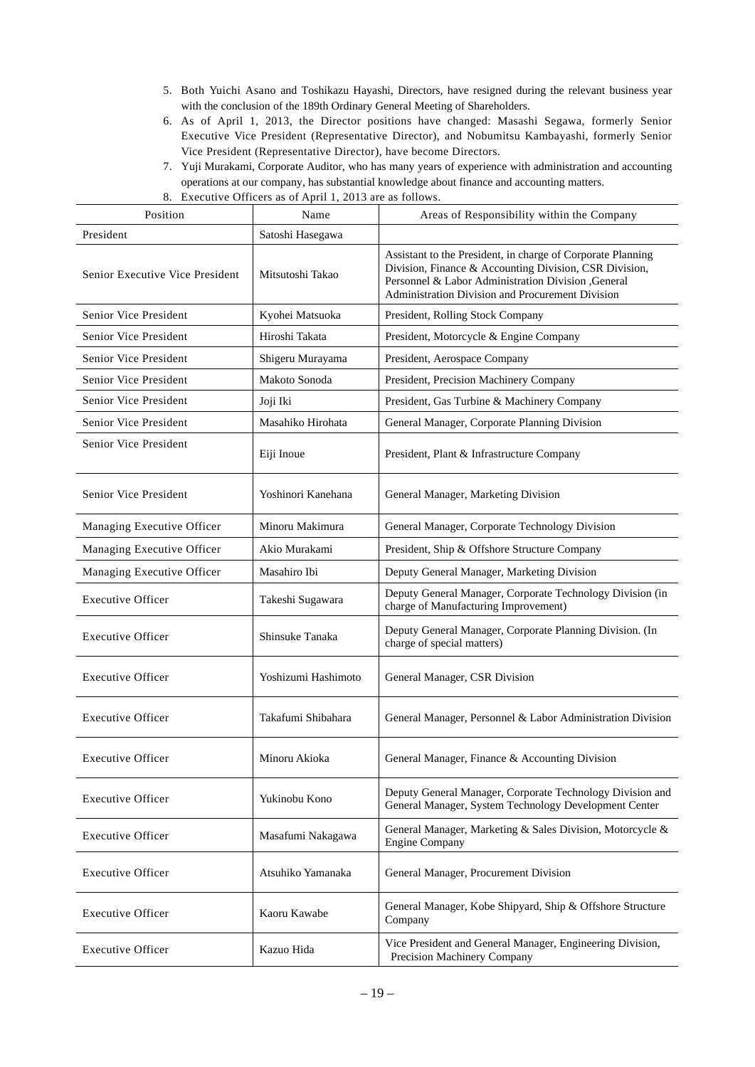5. Both Yuichi Asano and Toshikazu Hayashi, Directors, have resigned during the relevant business year with the conclusion of the 189th Ordinary General Meeting of Shareholders.
6. As of April 1, 2013, the Director positions have changed: Masashi Segawa, formerly Senior Executive Vice President (Representative Director), and Nobumitsu Kambayashi, formerly Senior Vice President (Representative Director), have become Directors.
7. Yuji Murakami, Corporate Auditor, who has many years of experience with administration and accounting operations at our company, has substantial knowledge about finance and accounting matters.
8. Executive Officers as of April 1, 2013 are as follows.

| Position | Name | Areas of Responsibility within the Company |
|---|---|---|
| President | Satoshi Hasegawa | |
| Senior Executive Vice President | Mitsutoshi Takao | Assistant to the President, in charge of Corporate Planning Division, Finance & Accounting Division, CSR Division, Personnel & Labor Administration Division ,General Administration Division and Procurement Division |
| Senior Vice President | Kyohei Matsuoka | President, Rolling Stock Company |
| Senior Vice President | Hiroshi Takata | President, Motorcycle & Engine Company |
| Senior Vice President | Shigeru Murayama | President, Aerospace Company |
| Senior Vice President | Makoto Sonoda | President, Precision Machinery Company |
| Senior Vice President | Joji Iki | President, Gas Turbine & Machinery Company |
| Senior Vice President | Masahiko Hirohata | General Manager, Corporate Planning Division |
| Senior Vice President | Eiji Inoue | President, Plant & Infrastructure Company |
| Senior Vice President | Yoshinori Kanehana | General Manager, Marketing Division |
| Managing Executive Officer | Minoru Makimura | General Manager, Corporate Technology Division |
| Managing Executive Officer | Akio Murakami | President, Ship & Offshore Structure Company |
| Managing Executive Officer | Masahiro Ibi | Deputy General Manager, Marketing Division |
| Executive Officer | Takeshi Sugawara | Deputy General Manager, Corporate Technology Division (in charge of Manufacturing Improvement) |
| Executive Officer | Shinsuke Tanaka | Deputy General Manager, Corporate Planning Division. (In charge of special matters) |
| Executive Officer | Yoshizumi Hashimoto | General Manager, CSR Division |
| Executive Officer | Takafumi Shibahara | General Manager, Personnel & Labor Administration Division |
| Executive Officer | Minoru Akioka | General Manager, Finance & Accounting Division |
| Executive Officer | Yukinobu Kono | Deputy General Manager, Corporate Technology Division and General Manager, System Technology Development Center |
| Executive Officer | Masafumi Nakagawa | General Manager, Marketing & Sales Division, Motorcycle & Engine Company |
| Executive Officer | Atsuhiko Yamanaka | General Manager, Procurement Division |
| Executive Officer | Kaoru Kawabe | General Manager, Kobe Shipyard, Ship & Offshore Structure Company |
| Executive Officer | Kazuo Hida | Vice President and General Manager, Engineering Division, Precision Machinery Company |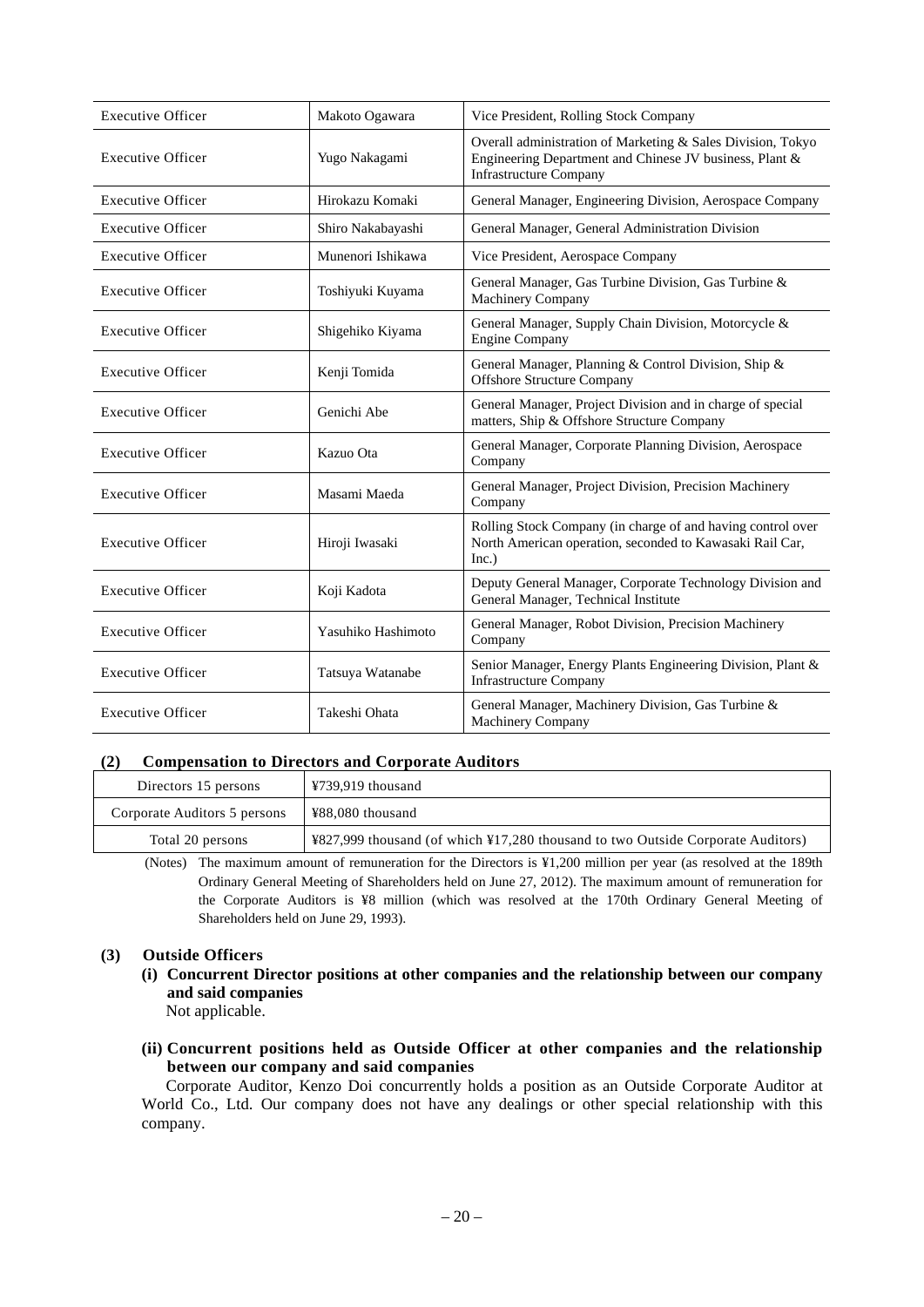| Executive Officer | Makoto Ogawara | Vice President, Rolling Stock Company |
|---|---|---|
| Executive Officer | Yugo Nakagami | Overall administration of Marketing & Sales Division, Tokyo Engineering Department and Chinese JV business, Plant & Infrastructure Company |
| Executive Officer | Hirokazu Komaki | General Manager, Engineering Division, Aerospace Company |
| Executive Officer | Shiro Nakabayashi | General Manager, General Administration Division |
| Executive Officer | Munenori Ishikawa | Vice President, Aerospace Company |
| Executive Officer | Toshiyuki Kuyama | General Manager, Gas Turbine Division, Gas Turbine & Machinery Company |
| Executive Officer | Shigehiko Kiyama | General Manager, Supply Chain Division, Motorcycle & Engine Company |
| Executive Officer | Kenji Tomida | General Manager, Planning & Control Division, Ship & Offshore Structure Company |
| Executive Officer | Genichi Abe | General Manager, Project Division and in charge of special matters, Ship & Offshore Structure Company |
| Executive Officer | Kazuo Ota | General Manager, Corporate Planning Division, Aerospace Company |
| Executive Officer | Masami Maeda | General Manager, Project Division, Precision Machinery Company |
| Executive Officer | Hiroji Iwasaki | Rolling Stock Company (in charge of and having control over North American operation, seconded to Kawasaki Rail Car, Inc.) |
| Executive Officer | Koji Kadota | Deputy General Manager, Corporate Technology Division and General Manager, Technical Institute |
| Executive Officer | Yasuhiko Hashimoto | General Manager, Robot Division, Precision Machinery Company |
| Executive Officer | Tatsuya Watanabe | Senior Manager, Energy Plants Engineering Division, Plant & Infrastructure Company |
| Executive Officer | Takeshi Ohata | General Manager, Machinery Division, Gas Turbine & Machinery Company |

### (2) Compensation to Directors and Corporate Auditors

| Directors 15 persons | ¥739,919 thousand |
|---|---|
| Corporate Auditors 5 persons | ¥88,080 thousand |
| Total 20 persons | ¥827,999 thousand (of which ¥17,280 thousand to two Outside Corporate Auditors) |

(Notes) The maximum amount of remuneration for the Directors is ¥1,200 million per year (as resolved at the 189th Ordinary General Meeting of Shareholders held on June 27, 2012). The maximum amount of remuneration for the Corporate Auditors is ¥8 million (which was resolved at the 170th Ordinary General Meeting of Shareholders held on June 29, 1993).

### (3) Outside Officers

**(i) Concurrent Director positions at other companies and the relationship between our company and said companies**

Not applicable.

**(ii) Concurrent positions held as Outside Officer at other companies and the relationship between our company and said companies**

Corporate Auditor, Kenzo Doi concurrently holds a position as an Outside Corporate Auditor at World Co., Ltd. Our company does not have any dealings or other special relationship with this company.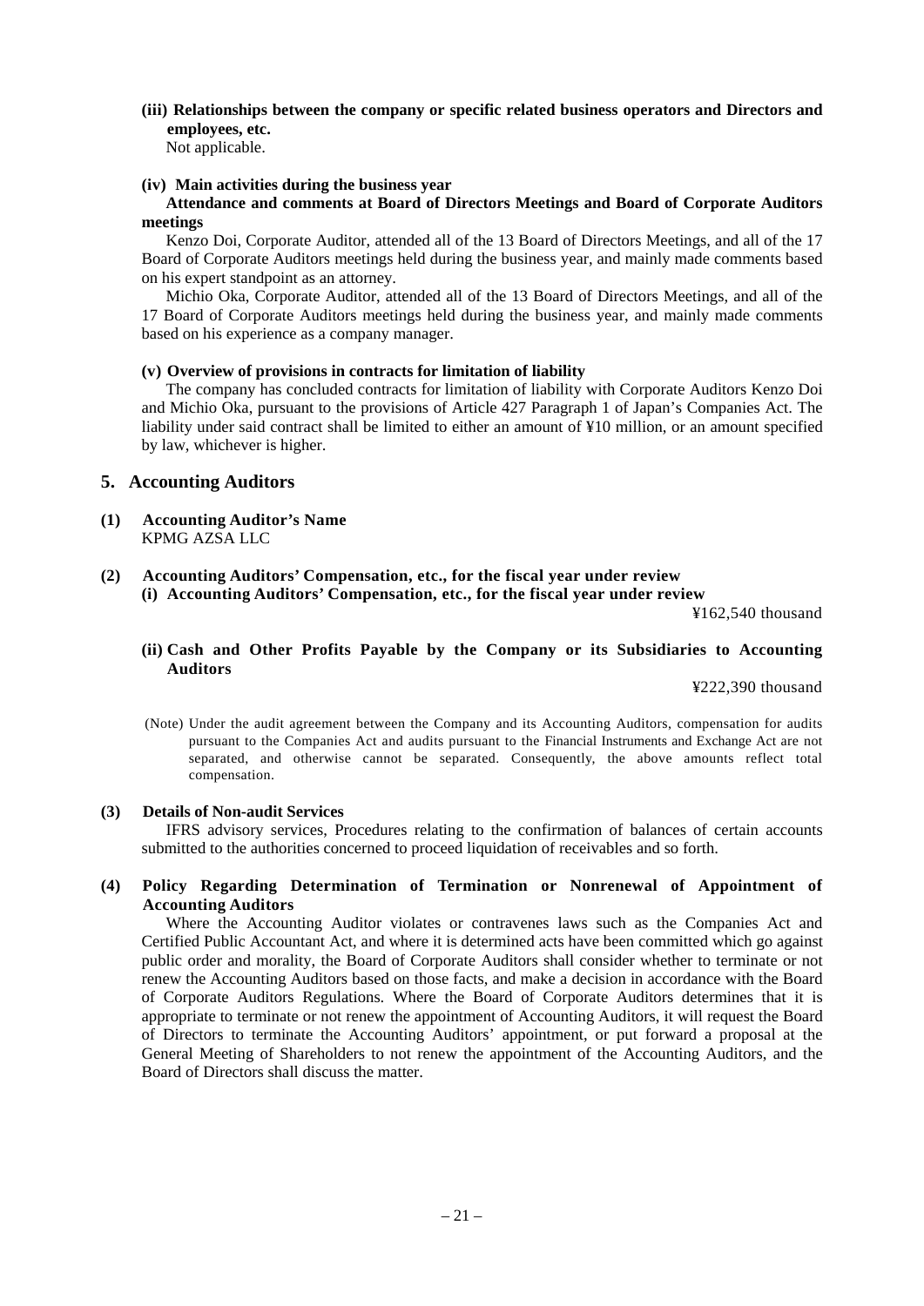**(iii) Relationships between the company or specific related business operators and Directors and employees, etc.**

Not applicable.

**(iv) Main activities during the business year**

**Attendance and comments at Board of Directors Meetings and Board of Corporate Auditors meetings**

Kenzo Doi, Corporate Auditor, attended all of the 13 Board of Directors Meetings, and all of the 17 Board of Corporate Auditors meetings held during the business year, and mainly made comments based on his expert standpoint as an attorney.

Michio Oka, Corporate Auditor, attended all of the 13 Board of Directors Meetings, and all of the 17 Board of Corporate Auditors meetings held during the business year, and mainly made comments based on his experience as a company manager.

**(v) Overview of provisions in contracts for limitation of liability**

The company has concluded contracts for limitation of liability with Corporate Auditors Kenzo Doi and Michio Oka, pursuant to the provisions of Article 427 Paragraph 1 of Japan's Companies Act. The liability under said contract shall be limited to either an amount of ¥10 million, or an amount specified by law, whichever is higher.

## 5. Accounting Auditors

**(1) Accounting Auditor's Name**

KPMG AZSA LLC

**(2) Accounting Auditors' Compensation, etc., for the fiscal year under review**

**(i) Accounting Auditors' Compensation, etc., for the fiscal year under review**

¥162,540 thousand

**(ii) Cash and Other Profits Payable by the Company or its Subsidiaries to Accounting Auditors**

¥222,390 thousand

(Note) Under the audit agreement between the Company and its Accounting Auditors, compensation for audits pursuant to the Companies Act and audits pursuant to the Financial Instruments and Exchange Act are not separated, and otherwise cannot be separated. Consequently, the above amounts reflect total compensation.

**(3) Details of Non-audit Services**

IFRS advisory services, Procedures relating to the confirmation of balances of certain accounts submitted to the authorities concerned to proceed liquidation of receivables and so forth.

**(4) Policy Regarding Determination of Termination or Nonrenewal of Appointment of Accounting Auditors**

Where the Accounting Auditor violates or contravenes laws such as the Companies Act and Certified Public Accountant Act, and where it is determined acts have been committed which go against public order and morality, the Board of Corporate Auditors shall consider whether to terminate or not renew the Accounting Auditors based on those facts, and make a decision in accordance with the Board of Corporate Auditors Regulations. Where the Board of Corporate Auditors determines that it is appropriate to terminate or not renew the appointment of Accounting Auditors, it will request the Board of Directors to terminate the Accounting Auditors' appointment, or put forward a proposal at the General Meeting of Shareholders to not renew the appointment of the Accounting Auditors, and the Board of Directors shall discuss the matter.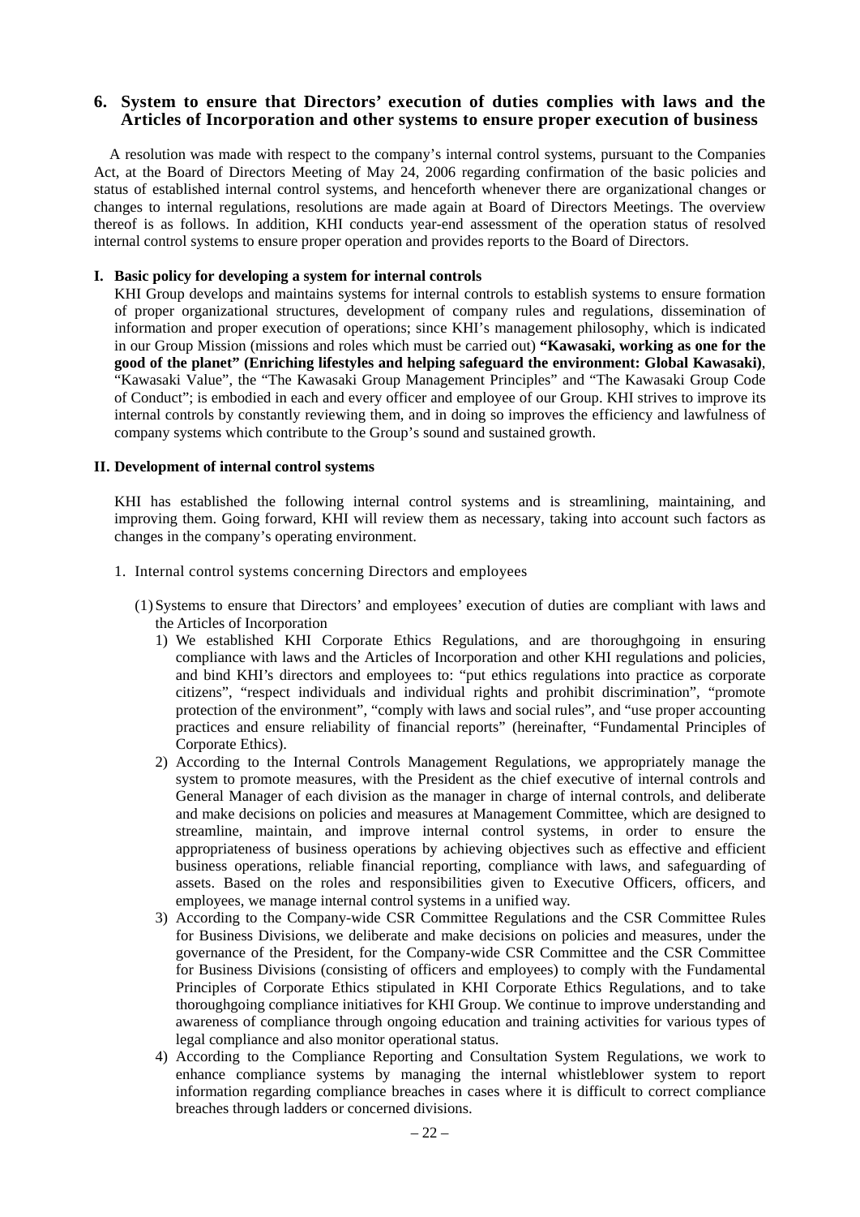## 6. System to ensure that Directors' execution of duties complies with laws and the Articles of Incorporation and other systems to ensure proper execution of business

A resolution was made with respect to the company's internal control systems, pursuant to the Companies Act, at the Board of Directors Meeting of May 24, 2006 regarding confirmation of the basic policies and status of established internal control systems, and henceforth whenever there are organizational changes or changes to internal regulations, resolutions are made again at Board of Directors Meetings. The overview thereof is as follows. In addition, KHI conducts year-end assessment of the operation status of resolved internal control systems to ensure proper operation and provides reports to the Board of Directors.

### I. Basic policy for developing a system for internal controls

KHI Group develops and maintains systems for internal controls to establish systems to ensure formation of proper organizational structures, development of company rules and regulations, dissemination of information and proper execution of operations; since KHI's management philosophy, which is indicated in our Group Mission (missions and roles which must be carried out) **"Kawasaki, working as one for the good of the planet" (Enriching lifestyles and helping safeguard the environment: Global Kawasaki)**, "Kawasaki Value", the "The Kawasaki Group Management Principles" and "The Kawasaki Group Code of Conduct"; is embodied in each and every officer and employee of our Group. KHI strives to improve its internal controls by constantly reviewing them, and in doing so improves the efficiency and lawfulness of company systems which contribute to the Group's sound and sustained growth.

### II. Development of internal control systems

KHI has established the following internal control systems and is streamlining, maintaining, and improving them. Going forward, KHI will review them as necessary, taking into account such factors as changes in the company's operating environment.

1. Internal control systems concerning Directors and employees

(1) Systems to ensure that Directors' and employees' execution of duties are compliant with laws and the Articles of Incorporation

1) We established KHI Corporate Ethics Regulations, and are thoroughgoing in ensuring compliance with laws and the Articles of Incorporation and other KHI regulations and policies, and bind KHI's directors and employees to: "put ethics regulations into practice as corporate citizens", "respect individuals and individual rights and prohibit discrimination", "promote protection of the environment", "comply with laws and social rules", and "use proper accounting practices and ensure reliability of financial reports" (hereinafter, "Fundamental Principles of Corporate Ethics).
2) According to the Internal Controls Management Regulations, we appropriately manage the system to promote measures, with the President as the chief executive of internal controls and General Manager of each division as the manager in charge of internal controls, and deliberate and make decisions on policies and measures at Management Committee, which are designed to streamline, maintain, and improve internal control systems, in order to ensure the appropriateness of business operations by achieving objectives such as effective and efficient business operations, reliable financial reporting, compliance with laws, and safeguarding of assets. Based on the roles and responsibilities given to Executive Officers, officers, and employees, we manage internal control systems in a unified way.
3) According to the Company-wide CSR Committee Regulations and the CSR Committee Rules for Business Divisions, we deliberate and make decisions on policies and measures, under the governance of the President, for the Company-wide CSR Committee and the CSR Committee for Business Divisions (consisting of officers and employees) to comply with the Fundamental Principles of Corporate Ethics stipulated in KHI Corporate Ethics Regulations, and to take thoroughgoing compliance initiatives for KHI Group. We continue to improve understanding and awareness of compliance through ongoing education and training activities for various types of legal compliance and also monitor operational status.
4) According to the Compliance Reporting and Consultation System Regulations, we work to enhance compliance systems by managing the internal whistleblower system to report information regarding compliance breaches in cases where it is difficult to correct compliance breaches through ladders or concerned divisions.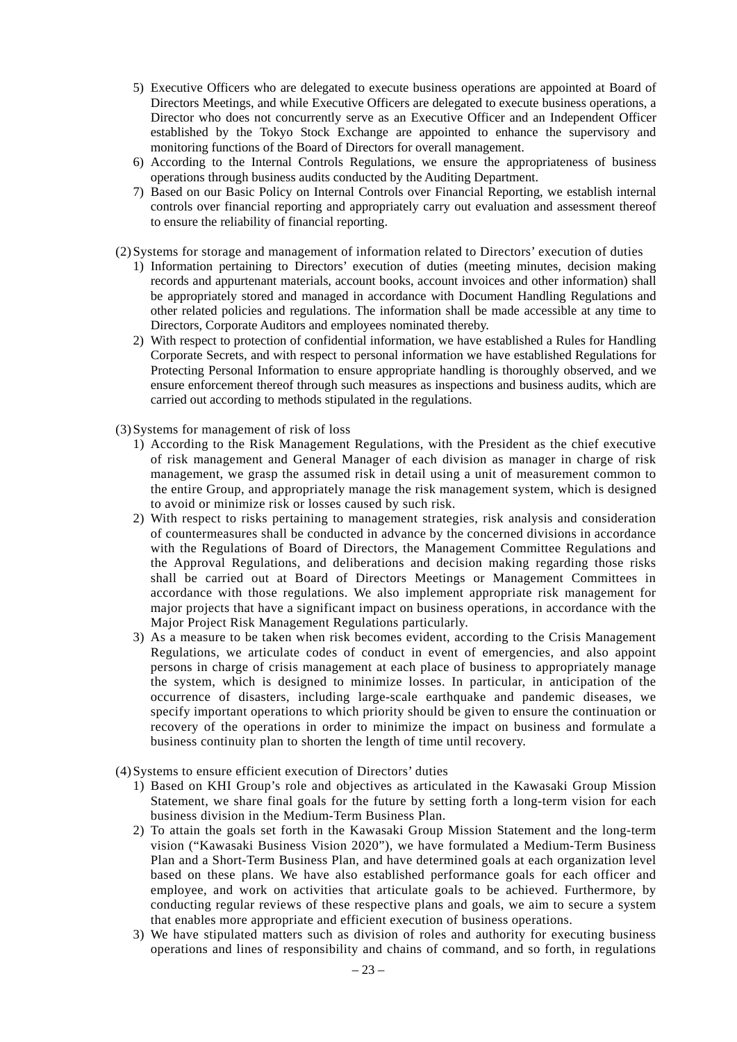5) Executive Officers who are delegated to execute business operations are appointed at Board of Directors Meetings, and while Executive Officers are delegated to execute business operations, a Director who does not concurrently serve as an Executive Officer and an Independent Officer established by the Tokyo Stock Exchange are appointed to enhance the supervisory and monitoring functions of the Board of Directors for overall management.
6) According to the Internal Controls Regulations, we ensure the appropriateness of business operations through business audits conducted by the Auditing Department.
7) Based on our Basic Policy on Internal Controls over Financial Reporting, we establish internal controls over financial reporting and appropriately carry out evaluation and assessment thereof to ensure the reliability of financial reporting.

(2) Systems for storage and management of information related to Directors' execution of duties

1) Information pertaining to Directors' execution of duties (meeting minutes, decision making records and appurtenant materials, account books, account invoices and other information) shall be appropriately stored and managed in accordance with Document Handling Regulations and other related policies and regulations. The information shall be made accessible at any time to Directors, Corporate Auditors and employees nominated thereby.
2) With respect to protection of confidential information, we have established a Rules for Handling Corporate Secrets, and with respect to personal information we have established Regulations for Protecting Personal Information to ensure appropriate handling is thoroughly observed, and we ensure enforcement thereof through such measures as inspections and business audits, which are carried out according to methods stipulated in the regulations.

(3) Systems for management of risk of loss

1) According to the Risk Management Regulations, with the President as the chief executive of risk management and General Manager of each division as manager in charge of risk management, we grasp the assumed risk in detail using a unit of measurement common to the entire Group, and appropriately manage the risk management system, which is designed to avoid or minimize risk or losses caused by such risk.
2) With respect to risks pertaining to management strategies, risk analysis and consideration of countermeasures shall be conducted in advance by the concerned divisions in accordance with the Regulations of Board of Directors, the Management Committee Regulations and the Approval Regulations, and deliberations and decision making regarding those risks shall be carried out at Board of Directors Meetings or Management Committees in accordance with those regulations. We also implement appropriate risk management for major projects that have a significant impact on business operations, in accordance with the Major Project Risk Management Regulations particularly.
3) As a measure to be taken when risk becomes evident, according to the Crisis Management Regulations, we articulate codes of conduct in event of emergencies, and also appoint persons in charge of crisis management at each place of business to appropriately manage the system, which is designed to minimize losses. In particular, in anticipation of the occurrence of disasters, including large-scale earthquake and pandemic diseases, we specify important operations to which priority should be given to ensure the continuation or recovery of the operations in order to minimize the impact on business and formulate a business continuity plan to shorten the length of time until recovery.

(4) Systems to ensure efficient execution of Directors' duties

1) Based on KHI Group's role and objectives as articulated in the Kawasaki Group Mission Statement, we share final goals for the future by setting forth a long-term vision for each business division in the Medium-Term Business Plan.
2) To attain the goals set forth in the Kawasaki Group Mission Statement and the long-term vision ("Kawasaki Business Vision 2020"), we have formulated a Medium-Term Business Plan and a Short-Term Business Plan, and have determined goals at each organization level based on these plans. We have also established performance goals for each officer and employee, and work on activities that articulate goals to be achieved. Furthermore, by conducting regular reviews of these respective plans and goals, we aim to secure a system that enables more appropriate and efficient execution of business operations.
3) We have stipulated matters such as division of roles and authority for executing business operations and lines of responsibility and chains of command, and so forth, in regulations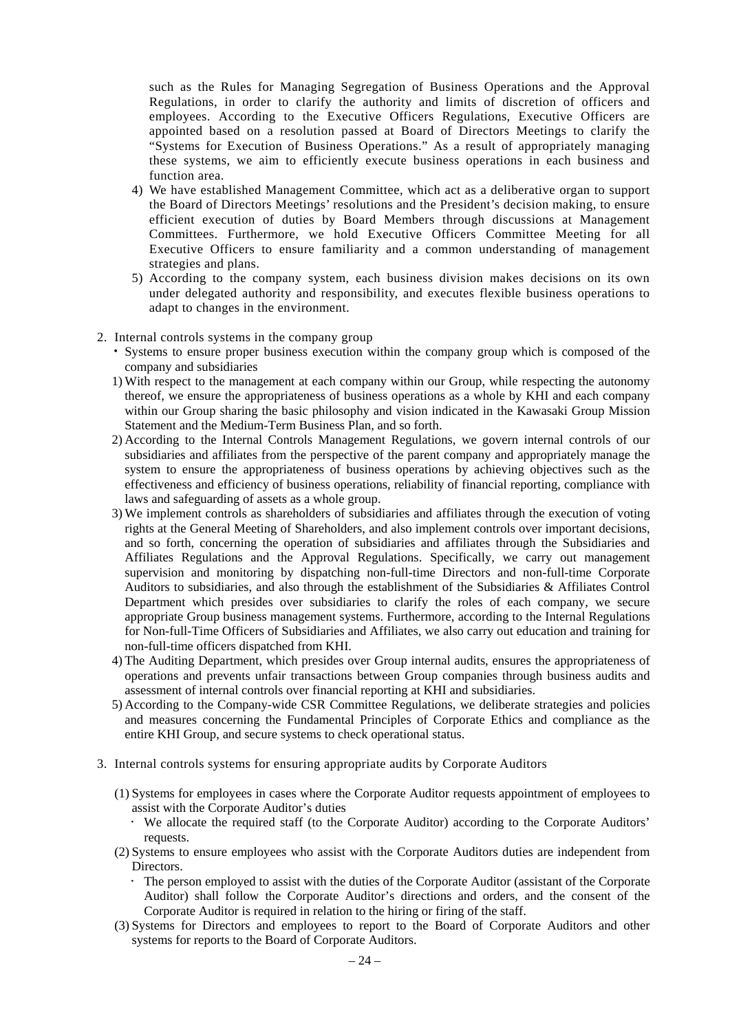such as the Rules for Managing Segregation of Business Operations and the Approval Regulations, in order to clarify the authority and limits of discretion of officers and employees. According to the Executive Officers Regulations, Executive Officers are appointed based on a resolution passed at Board of Directors Meetings to clarify the "Systems for Execution of Business Operations." As a result of appropriately managing these systems, we aim to efficiently execute business operations in each business and function area.

4) We have established Management Committee, which act as a deliberative organ to support the Board of Directors Meetings' resolutions and the President's decision making, to ensure efficient execution of duties by Board Members through discussions at Management Committees. Furthermore, we hold Executive Officers Committee Meeting for all Executive Officers to ensure familiarity and a common understanding of management strategies and plans.

5) According to the company system, each business division makes decisions on its own under delegated authority and responsibility, and executes flexible business operations to adapt to changes in the environment.

2. Internal controls systems in the company group

・Systems to ensure proper business execution within the company group which is composed of the company and subsidiaries

1) With respect to the management at each company within our Group, while respecting the autonomy thereof, we ensure the appropriateness of business operations as a whole by KHI and each company within our Group sharing the basic philosophy and vision indicated in the Kawasaki Group Mission Statement and the Medium-Term Business Plan, and so forth.

2) According to the Internal Controls Management Regulations, we govern internal controls of our subsidiaries and affiliates from the perspective of the parent company and appropriately manage the system to ensure the appropriateness of business operations by achieving objectives such as the effectiveness and efficiency of business operations, reliability of financial reporting, compliance with laws and safeguarding of assets as a whole group.

3) We implement controls as shareholders of subsidiaries and affiliates through the execution of voting rights at the General Meeting of Shareholders, and also implement controls over important decisions, and so forth, concerning the operation of subsidiaries and affiliates through the Subsidiaries and Affiliates Regulations and the Approval Regulations. Specifically, we carry out management supervision and monitoring by dispatching non-full-time Directors and non-full-time Corporate Auditors to subsidiaries, and also through the establishment of the Subsidiaries & Affiliates Control Department which presides over subsidiaries to clarify the roles of each company, we secure appropriate Group business management systems. Furthermore, according to the Internal Regulations for Non-full-Time Officers of Subsidiaries and Affiliates, we also carry out education and training for non-full-time officers dispatched from KHI.

4) The Auditing Department, which presides over Group internal audits, ensures the appropriateness of operations and prevents unfair transactions between Group companies through business audits and assessment of internal controls over financial reporting at KHI and subsidiaries.

5) According to the Company-wide CSR Committee Regulations, we deliberate strategies and policies and measures concerning the Fundamental Principles of Corporate Ethics and compliance as the entire KHI Group, and secure systems to check operational status.

3. Internal controls systems for ensuring appropriate audits by Corporate Auditors

(1) Systems for employees in cases where the Corporate Auditor requests appointment of employees to assist with the Corporate Auditor's duties

・ We allocate the required staff (to the Corporate Auditor) according to the Corporate Auditors' requests.

(2) Systems to ensure employees who assist with the Corporate Auditors duties are independent from Directors.

・ The person employed to assist with the duties of the Corporate Auditor (assistant of the Corporate Auditor) shall follow the Corporate Auditor's directions and orders, and the consent of the Corporate Auditor is required in relation to the hiring or firing of the staff.

(3) Systems for Directors and employees to report to the Board of Corporate Auditors and other systems for reports to the Board of Corporate Auditors.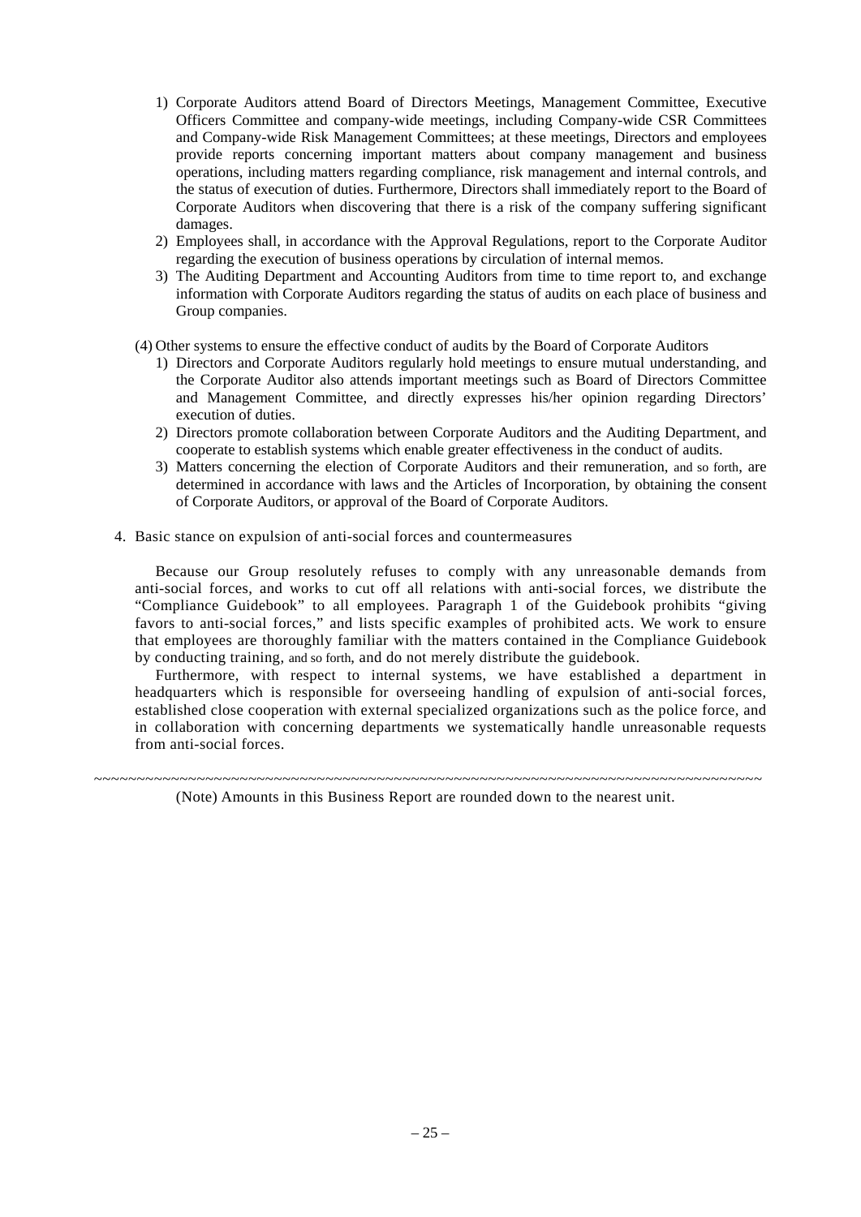1) Corporate Auditors attend Board of Directors Meetings, Management Committee, Executive Officers Committee and company-wide meetings, including Company-wide CSR Committees and Company-wide Risk Management Committees; at these meetings, Directors and employees provide reports concerning important matters about company management and business operations, including matters regarding compliance, risk management and internal controls, and the status of execution of duties. Furthermore, Directors shall immediately report to the Board of Corporate Auditors when discovering that there is a risk of the company suffering significant damages.
2) Employees shall, in accordance with the Approval Regulations, report to the Corporate Auditor regarding the execution of business operations by circulation of internal memos.
3) The Auditing Department and Accounting Auditors from time to time report to, and exchange information with Corporate Auditors regarding the status of audits on each place of business and Group companies.

(4) Other systems to ensure the effective conduct of audits by the Board of Corporate Auditors

1) Directors and Corporate Auditors regularly hold meetings to ensure mutual understanding, and the Corporate Auditor also attends important meetings such as Board of Directors Committee and Management Committee, and directly expresses his/her opinion regarding Directors' execution of duties.
2) Directors promote collaboration between Corporate Auditors and the Auditing Department, and cooperate to establish systems which enable greater effectiveness in the conduct of audits.
3) Matters concerning the election of Corporate Auditors and their remuneration, and so forth, are determined in accordance with laws and the Articles of Incorporation, by obtaining the consent of Corporate Auditors, or approval of the Board of Corporate Auditors.

4. Basic stance on expulsion of anti-social forces and countermeasures

Because our Group resolutely refuses to comply with any unreasonable demands from anti-social forces, and works to cut off all relations with anti-social forces, we distribute the "Compliance Guidebook" to all employees. Paragraph 1 of the Guidebook prohibits "giving favors to anti-social forces," and lists specific examples of prohibited acts. We work to ensure that employees are thoroughly familiar with the matters contained in the Compliance Guidebook by conducting training, and so forth, and do not merely distribute the guidebook.

Furthermore, with respect to internal systems, we have established a department in headquarters which is responsible for overseeing handling of expulsion of anti-social forces, established close cooperation with external specialized organizations such as the police force, and in collaboration with concerning departments we systematically handle unreasonable requests from anti-social forces.

~~~~~~~~~~~~~~~~~~~~~~~~~~~~~~~~~~~~~~~~~~~~~~~~~~~~~~~~~~~~~~~~~~~~~~~~~~~~~~~~

(Note) Amounts in this Business Report are rounded down to the nearest unit.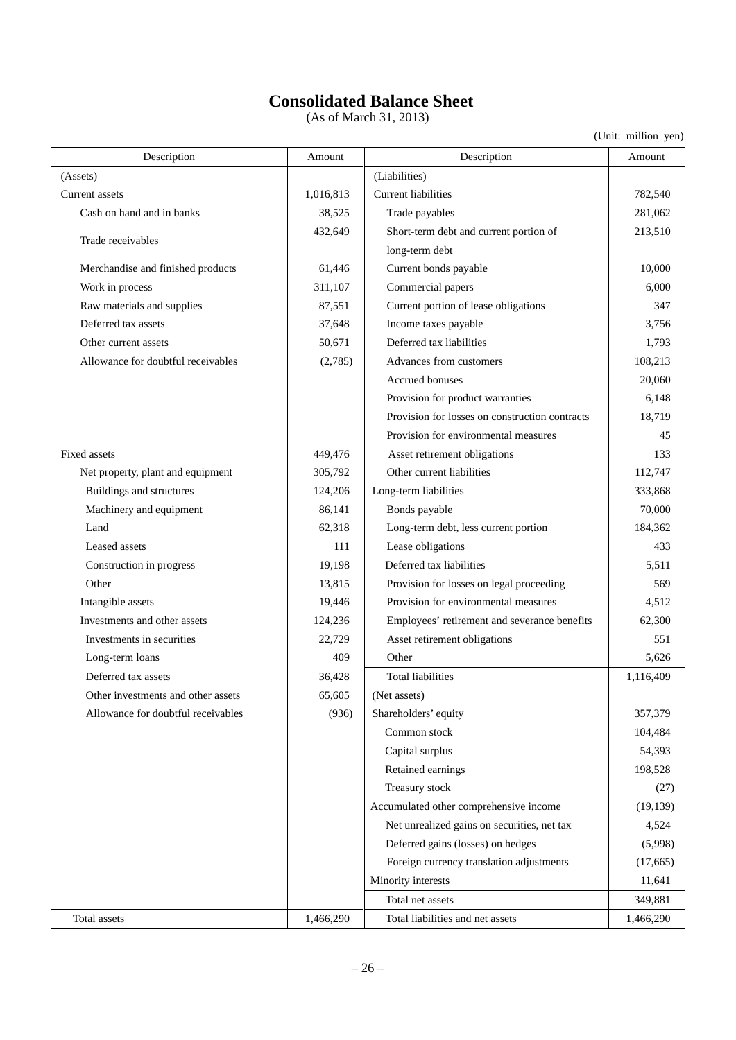# Consolidated Balance Sheet

(As of March 31, 2013)

(Unit: million yen)

| Description | Amount | Description | Amount |
|---|---|---|---|
| (Assets) | | (Liabilities) | |
| Current assets | 1,016,813 | Current liabilities | 782,540 |
| Cash on hand and in banks | 38,525 | Trade payables | 281,062 |
| Trade receivables | 432,649 | Short-term debt and current portion of long-term debt | 213,510 |
| Merchandise and finished products | 61,446 | Current bonds payable | 10,000 |
| Work in process | 311,107 | Commercial papers | 6,000 |
| Raw materials and supplies | 87,551 | Current portion of lease obligations | 347 |
| Deferred tax assets | 37,648 | Income taxes payable | 3,756 |
| Other current assets | 50,671 | Deferred tax liabilities | 1,793 |
| Allowance for doubtful receivables | (2,785) | Advances from customers | 108,213 |
| | | Accrued bonuses | 20,060 |
| | | Provision for product warranties | 6,148 |
| | | Provision for losses on construction contracts | 18,719 |
| | | Provision for environmental measures | 45 |
| Fixed assets | 449,476 | Asset retirement obligations | 133 |
| Net property, plant and equipment | 305,792 | Other current liabilities | 112,747 |
| Buildings and structures | 124,206 | Long-term liabilities | 333,868 |
| Machinery and equipment | 86,141 | Bonds payable | 70,000 |
| Land | 62,318 | Long-term debt, less current portion | 184,362 |
| Leased assets | 111 | Lease obligations | 433 |
| Construction in progress | 19,198 | Deferred tax liabilities | 5,511 |
| Other | 13,815 | Provision for losses on legal proceeding | 569 |
| Intangible assets | 19,446 | Provision for environmental measures | 4,512 |
| Investments and other assets | 124,236 | Employees' retirement and severance benefits | 62,300 |
| Investments in securities | 22,729 | Asset retirement obligations | 551 |
| Long-term loans | 409 | Other | 5,626 |
| Deferred tax assets | 36,428 | Total liabilities | 1,116,409 |
| Other investments and other assets | 65,605 | (Net assets) | |
| Allowance for doubtful receivables | (936) | Shareholders' equity | 357,379 |
| | | Common stock | 104,484 |
| | | Capital surplus | 54,393 |
| | | Retained earnings | 198,528 |
| | | Treasury stock | (27) |
| | | Accumulated other comprehensive income | (19,139) |
| | | Net unrealized gains on securities, net tax | 4,524 |
| | | Deferred gains (losses) on hedges | (5,998) |
| | | Foreign currency translation adjustments | (17,665) |
| | | Minority interests | 11,641 |
| | | Total net assets | 349,881 |
| Total assets | 1,466,290 | Total liabilities and net assets | 1,466,290 |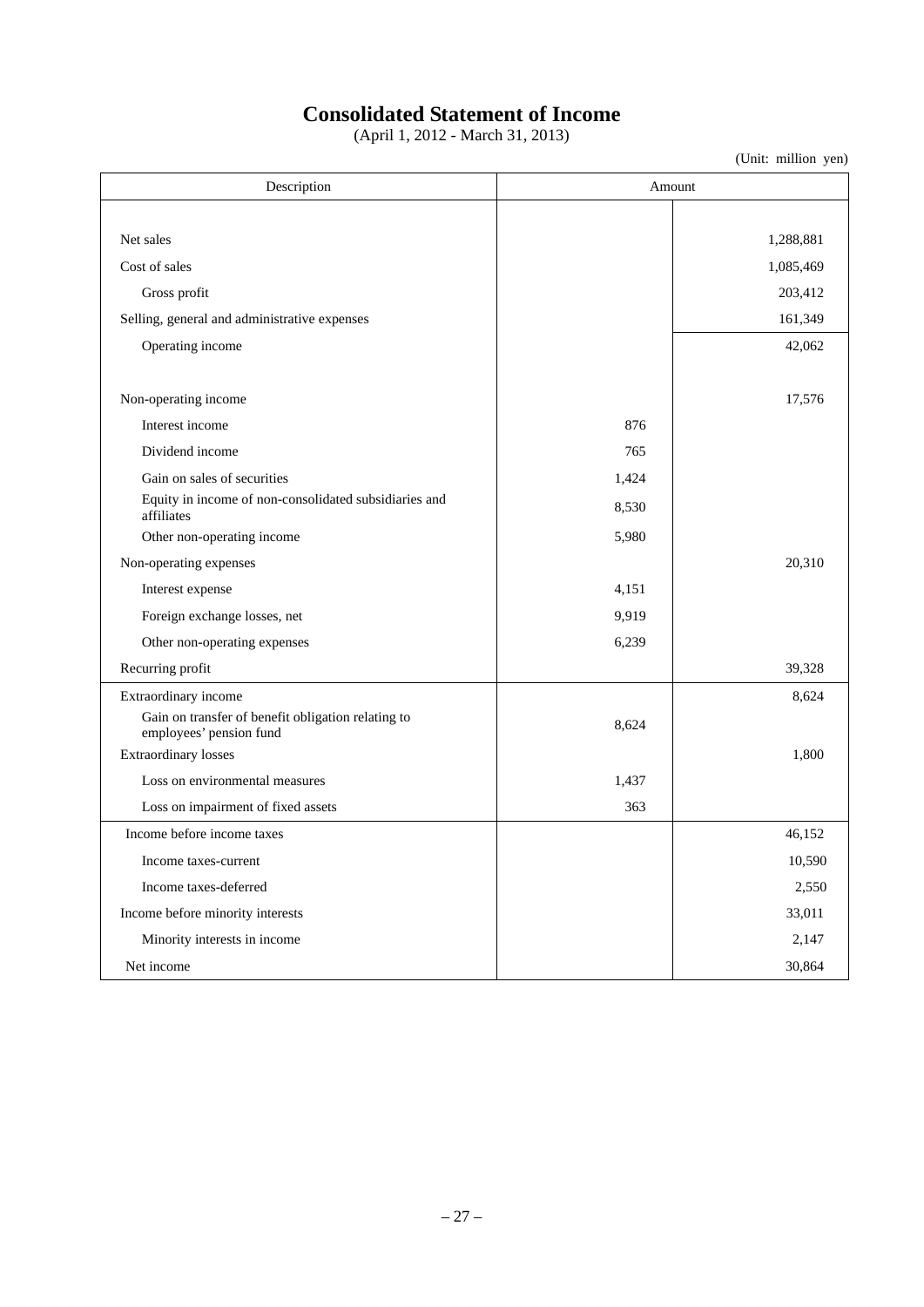# Consolidated Statement of Income

(April 1, 2012 - March 31, 2013)

(Unit: million yen)

| Description | Amount | |
|---|---|---|
| Net sales | | 1,288,881 |
| Cost of sales | | 1,085,469 |
| Gross profit | | 203,412 |
| Selling, general and administrative expenses | | 161,349 |
| Operating income | | 42,062 |
| Non-operating income | | 17,576 |
| Interest income | 876 | |
| Dividend income | 765 | |
| Gain on sales of securities | 1,424 | |
| Equity in income of non-consolidated subsidiaries and affiliates | 8,530 | |
| Other non-operating income | 5,980 | |
| Non-operating expenses | | 20,310 |
| Interest expense | 4,151 | |
| Foreign exchange losses, net | 9,919 | |
| Other non-operating expenses | 6,239 | |
| Recurring profit | | 39,328 |
| Extraordinary income | | 8,624 |
| Gain on transfer of benefit obligation relating to employees' pension fund | 8,624 | |
| Extraordinary losses | | 1,800 |
| Loss on environmental measures | 1,437 | |
| Loss on impairment of fixed assets | 363 | |
| Income before income taxes | | 46,152 |
| Income taxes-current | | 10,590 |
| Income taxes-deferred | | 2,550 |
| Income before minority interests | | 33,011 |
| Minority interests in income | | 2,147 |
| Net income | | 30,864 |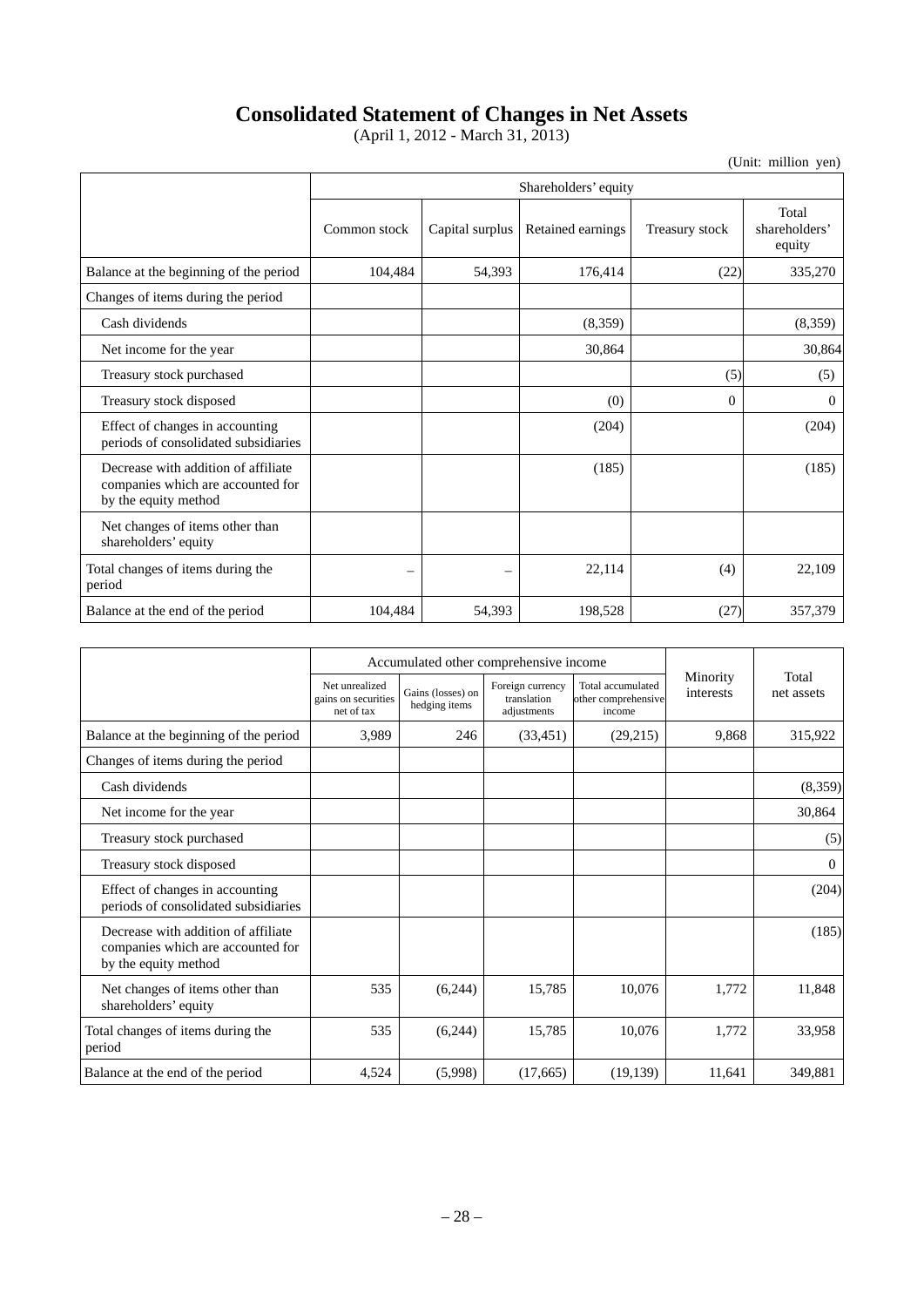# Consolidated Statement of Changes in Net Assets

(April 1, 2012 - March 31, 2013)

(Unit: million yen)

| | Shareholders' equity | | | | |
|---|---|---|---|---|---|
| | Common stock | Capital surplus | Retained earnings | Treasury stock | Total shareholders' equity |
| Balance at the beginning of the period | 104,484 | 54,393 | 176,414 | (22) | 335,270 |
| Changes of items during the period | | | | | |
| Cash dividends | | | (8,359) | | (8,359) |
| Net income for the year | | | 30,864 | | 30,864 |
| Treasury stock purchased | | | | (5) | (5) |
| Treasury stock disposed | | | (0) | 0 | 0 |
| Effect of changes in accounting periods of consolidated subsidiaries | | | (204) | | (204) |
| Decrease with addition of affiliate companies which are accounted for by the equity method | | | (185) | | (185) |
| Net changes of items other than shareholders' equity | | | | | |
| Total changes of items during the period | – | – | 22,114 | (4) | 22,109 |
| Balance at the end of the period | 104,484 | 54,393 | 198,528 | (27) | 357,379 |

| | Accumulated other comprehensive income | | | | Minority interests | Total net assets |
|---|---|---|---|---|---|---|
| | Net unrealized gains on securities net of tax | Gains (losses) on hedging items | Foreign currency translation adjustments | Total accumulated other comprehensive income | | |
| Balance at the beginning of the period | 3,989 | 246 | (33,451) | (29,215) | 9,868 | 315,922 |
| Changes of items during the period | | | | | | |
| Cash dividends | | | | | | (8,359) |
| Net income for the year | | | | | | 30,864 |
| Treasury stock purchased | | | | | | (5) |
| Treasury stock disposed | | | | | | 0 |
| Effect of changes in accounting periods of consolidated subsidiaries | | | | | | (204) |
| Decrease with addition of affiliate companies which are accounted for by the equity method | | | | | | (185) |
| Net changes of items other than shareholders' equity | 535 | (6,244) | 15,785 | 10,076 | 1,772 | 11,848 |
| Total changes of items during the period | 535 | (6,244) | 15,785 | 10,076 | 1,772 | 33,958 |
| Balance at the end of the period | 4,524 | (5,998) | (17,665) | (19,139) | 11,641 | 349,881 |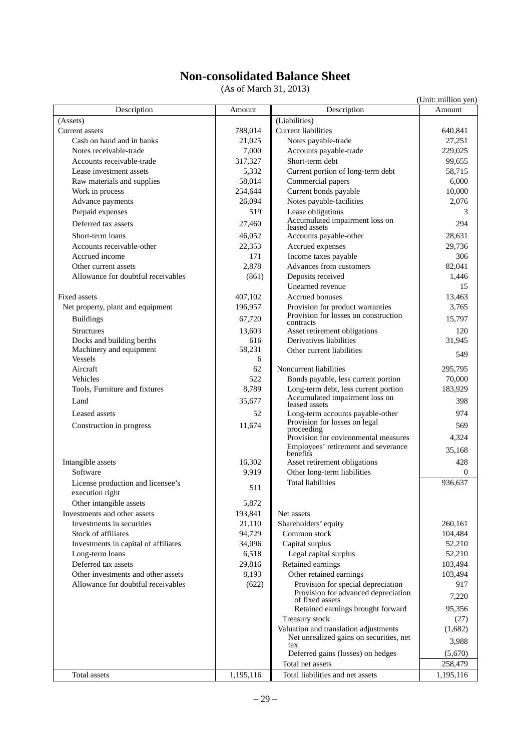# Non-consolidated Balance Sheet

(As of March 31, 2013)

(Unit: million yen)

| Description | Amount | Description | Amount |
|---|---|---|---|
| (Assets) | | (Liabilities) | |
| Current assets | 788,014 | Current liabilities | 640,841 |
| Cash on hand and in banks | 21,025 | Notes payable-trade | 27,251 |
| Notes receivable-trade | 7,000 | Accounts payable-trade | 229,025 |
| Accounts receivable-trade | 317,327 | Short-term debt | 99,655 |
| Lease investment assets | 5,332 | Current portion of long-term debt | 58,715 |
| Raw materials and supplies | 58,014 | Commercial papers | 6,000 |
| Work in process | 254,644 | Current bonds payable | 10,000 |
| Advance payments | 26,094 | Notes payable-facilities | 2,076 |
| Prepaid expenses | 519 | Lease obligations | 3 |
| Deferred tax assets | 27,460 | Accumulated impairment loss on leased assets | 294 |
| Short-term loans | 46,052 | Accounts payable-other | 28,631 |
| Accounts receivable-other | 22,353 | Accrued expenses | 29,736 |
| Accrued income | 171 | Income taxes payable | 306 |
| Other current assets | 2,878 | Advances from customers | 82,041 |
| Allowance for doubtful receivables | (861) | Deposits received | 1,446 |
| | | Unearned revenue | 15 |
| Fixed assets | 407,102 | Accrued bonuses | 13,463 |
| Net property, plant and equipment | 196,957 | Provision for product warranties | 3,765 |
| Buildings | 67,720 | Provision for losses on construction contracts | 15,797 |
| Structures | 13,603 | Asset retirement obligations | 120 |
| Docks and building berths | 616 | Derivatives liabilities | 31,945 |
| Machinery and equipment | 58,231 | Other current liabilities | 549 |
| Vessels | 6 | | |
| Aircraft | 62 | Noncurrent liabilities | 295,795 |
| Vehicles | 522 | Bonds payable, less current portion | 70,000 |
| Tools, Furniture and fixtures | 8,789 | Long-term debt, less current portion | 183,929 |
| Land | 35,677 | Accumulated impairment loss on leased assets | 398 |
| Leased assets | 52 | Long-term accounts payable-other | 974 |
| Construction in progress | 11,674 | Provision for losses on legal proceeding | 569 |
| | | Provision for environmental measures | 4,324 |
| | | Employees' retirement and severance benefits | 35,168 |
| Intangible assets | 16,302 | Asset retirement obligations | 428 |
| Software | 9,919 | Other long-term liabilities | 0 |
| License production and licensee's execution right | 511 | Total liabilities | 936,637 |
| Other intangible assets | 5,872 | | |
| Investments and other assets | 193,841 | Net assets | |
| Investments in securities | 21,110 | Shareholders' equity | 260,161 |
| Stock of affiliates | 94,729 | Common stock | 104,484 |
| Investments in capital of affiliates | 34,096 | Capital surplus | 52,210 |
| Long-term loans | 6,518 | Legal capital surplus | 52,210 |
| Deferred tax assets | 29,816 | Retained earnings | 103,494 |
| Other investments and other assets | 8,193 | Other retained earnings | 103,494 |
| Allowance for doubtful receivables | (622) | Provision for special depreciation | 917 |
| | | Provision for advanced depreciation of fixed assets | 7,220 |
| | | Retained earnings brought forward | 95,356 |
| | | Treasury stock | (27) |
| | | Valuation and translation adjustments | (1,682) |
| | | Net unrealized gains on securities, net tax | 3,988 |
| | | Deferred gains (losses) on hedges | (5,670) |
| | | Total net assets | 258,479 |
| Total assets | 1,195,116 | Total liabilities and net assets | 1,195,116 |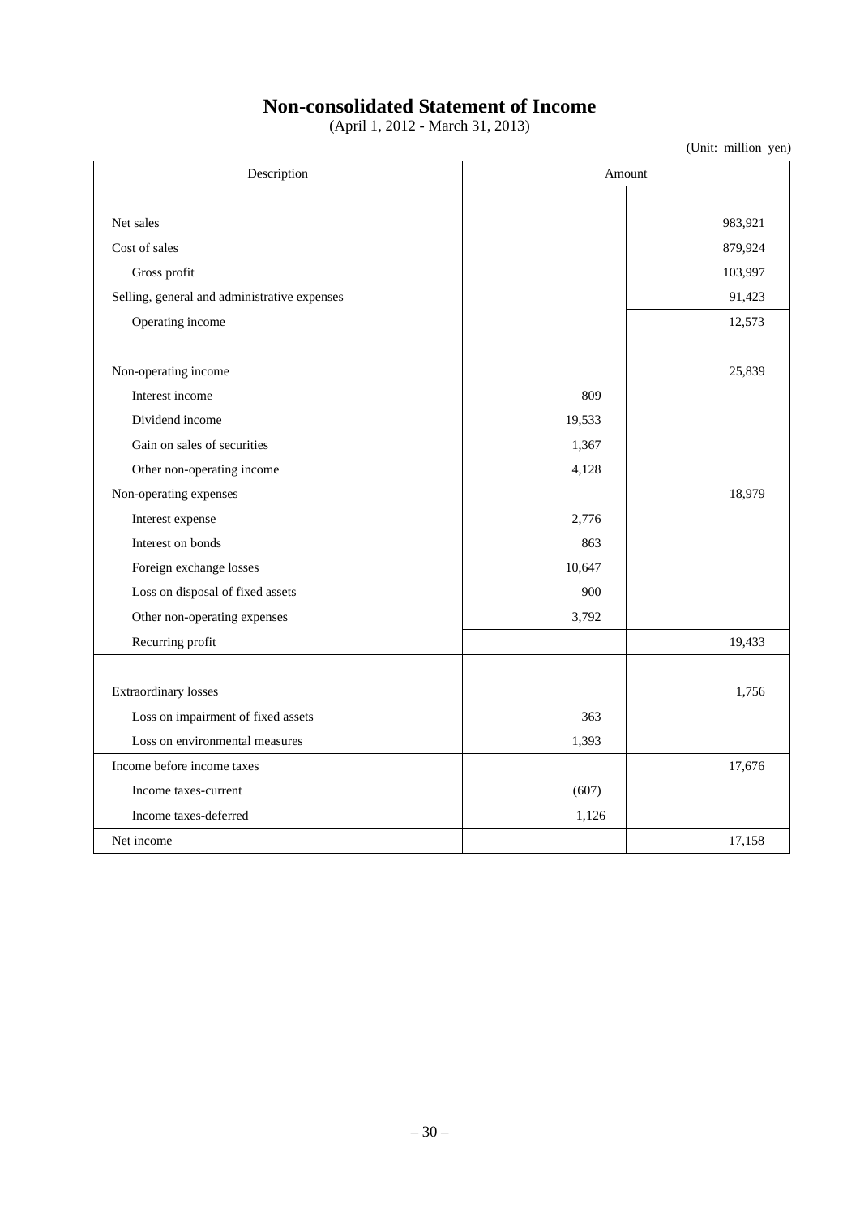# Non-consolidated Statement of Income

(April 1, 2012 - March 31, 2013)

(Unit: million yen)

| Description | Amount | |
|---|---|---|
| Net sales | | 983,921 |
| Cost of sales | | 879,924 |
| Gross profit | | 103,997 |
| Selling, general and administrative expenses | | 91,423 |
| Operating income | | 12,573 |
| Non-operating income | | 25,839 |
| Interest income | 809 | |
| Dividend income | 19,533 | |
| Gain on sales of securities | 1,367 | |
| Other non-operating income | 4,128 | |
| Non-operating expenses | | 18,979 |
| Interest expense | 2,776 | |
| Interest on bonds | 863 | |
| Foreign exchange losses | 10,647 | |
| Loss on disposal of fixed assets | 900 | |
| Other non-operating expenses | 3,792 | |
| Recurring profit | | 19,433 |
| Extraordinary losses | | 1,756 |
| Loss on impairment of fixed assets | 363 | |
| Loss on environmental measures | 1,393 | |
| Income before income taxes | | 17,676 |
| Income taxes-current | (607) | |
| Income taxes-deferred | 1,126 | |
| Net income | | 17,158 |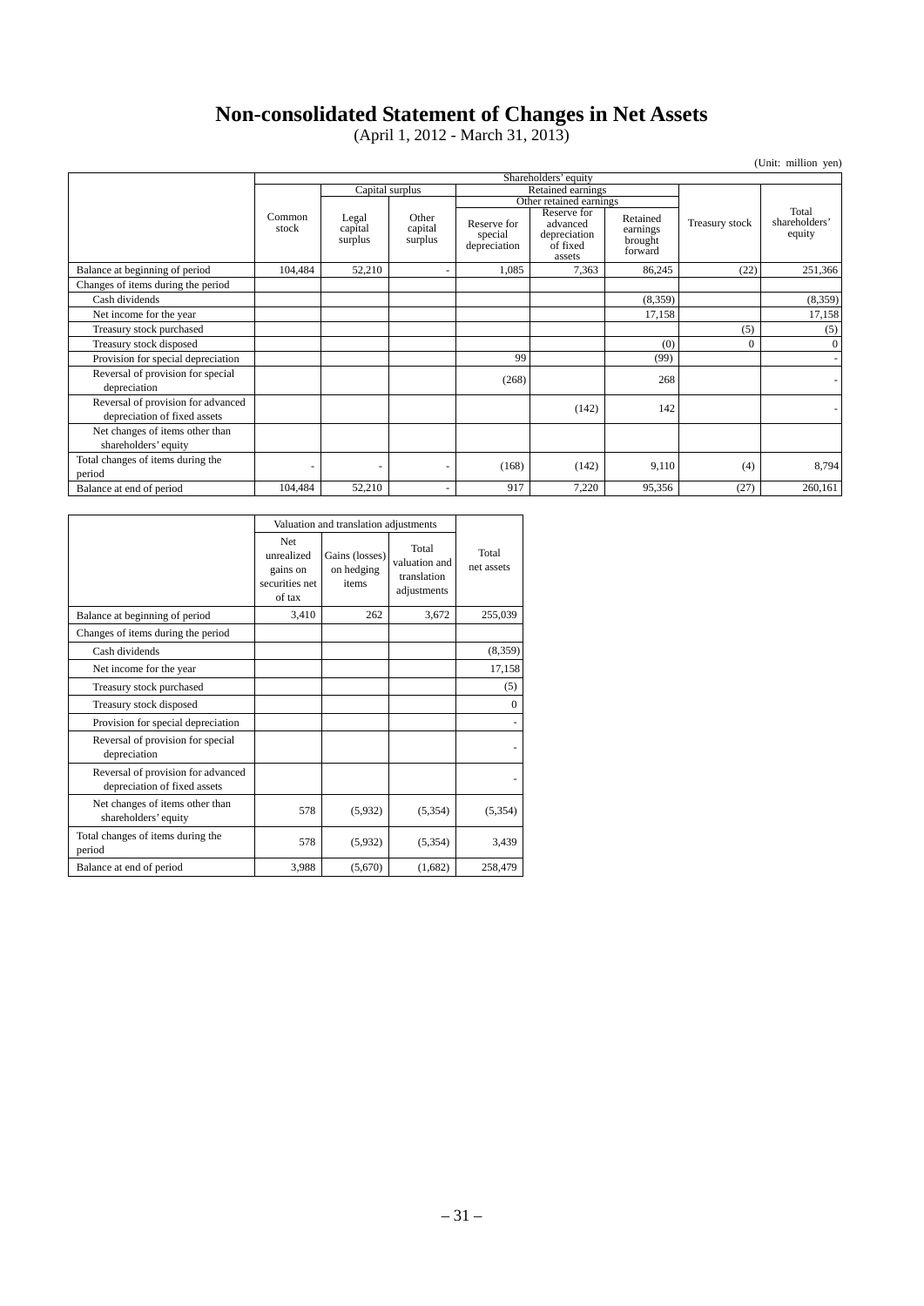# Non-consolidated Statement of Changes in Net Assets

(April 1, 2012 - March 31, 2013)

(Unit: million yen)

| | Shareholders' equity | | | | | | | |
|---|---|---|---|---|---|---|---|---|
| | | Capital surplus | | Retained earnings | | | | |
| | | | | Other retained earnings | | | | |
| | Common stock | Legal capital surplus | Other capital surplus | Reserve for special depreciation | Reserve for advanced depreciation of fixed assets | Retained earnings brought forward | Treasury stock | Total shareholders' equity |
| Balance at beginning of period | 104,484 | 52,210 | - | 1,085 | 7,363 | 86,245 | (22) | 251,366 |
| Changes of items during the period | | | | | | | | |
| Cash dividends | | | | | | (8,359) | | (8,359) |
| Net income for the year | | | | | | 17,158 | | 17,158 |
| Treasury stock purchased | | | | | | | (5) | (5) |
| Treasury stock disposed | | | | | | (0) | 0 | 0 |
| Provision for special depreciation | | | | 99 | | (99) | | - |
| Reversal of provision for special depreciation | | | | (268) | | 268 | | - |
| Reversal of provision for advanced depreciation of fixed assets | | | | | (142) | 142 | | - |
| Net changes of items other than shareholders' equity | | | | | | | | |
| Total changes of items during the period | - | - | - | (168) | (142) | 9,110 | (4) | 8,794 |
| Balance at end of period | 104,484 | 52,210 | - | 917 | 7,220 | 95,356 | (27) | 260,161 |

| | Valuation and translation adjustments | | | |
|---|---|---|---|---|
| | Net unrealized gains on securities net of tax | Gains (losses) on hedging items | Total valuation and translation adjustments | Total net assets |
| Balance at beginning of period | 3,410 | 262 | 3,672 | 255,039 |
| Changes of items during the period | | | | |
| Cash dividends | | | | (8,359) |
| Net income for the year | | | | 17,158 |
| Treasury stock purchased | | | | (5) |
| Treasury stock disposed | | | | 0 |
| Provision for special depreciation | | | | - |
| Reversal of provision for special depreciation | | | | - |
| Reversal of provision for advanced depreciation of fixed assets | | | | - |
| Net changes of items other than shareholders' equity | 578 | (5,932) | (5,354) | (5,354) |
| Total changes of items during the period | 578 | (5,932) | (5,354) | 3,439 |
| Balance at end of period | 3,988 | (5,670) | (1,682) | 258,479 |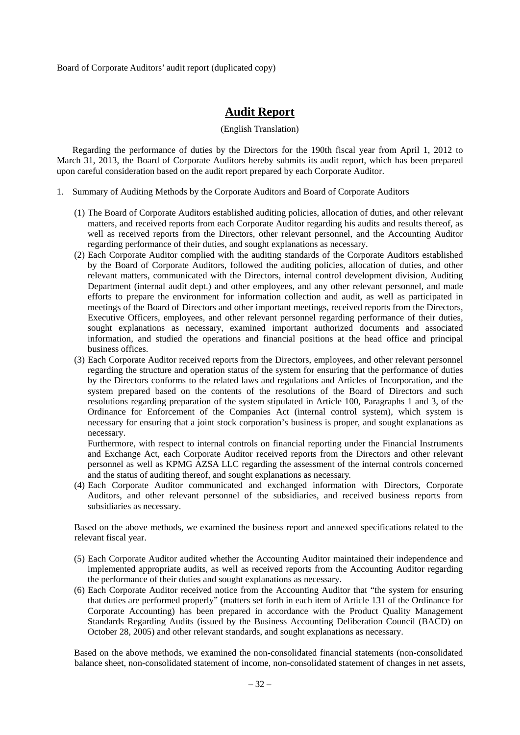Board of Corporate Auditors' audit report (duplicated copy)

# Audit Report

(English Translation)

Regarding the performance of duties by the Directors for the 190th fiscal year from April 1, 2012 to March 31, 2013, the Board of Corporate Auditors hereby submits its audit report, which has been prepared upon careful consideration based on the audit report prepared by each Corporate Auditor.

1. Summary of Auditing Methods by the Corporate Auditors and Board of Corporate Auditors

(1) The Board of Corporate Auditors established auditing policies, allocation of duties, and other relevant matters, and received reports from each Corporate Auditor regarding his audits and results thereof, as well as received reports from the Directors, other relevant personnel, and the Accounting Auditor regarding performance of their duties, and sought explanations as necessary.

(2) Each Corporate Auditor complied with the auditing standards of the Corporate Auditors established by the Board of Corporate Auditors, followed the auditing policies, allocation of duties, and other relevant matters, communicated with the Directors, internal control development division, Auditing Department (internal audit dept.) and other employees, and any other relevant personnel, and made efforts to prepare the environment for information collection and audit, as well as participated in meetings of the Board of Directors and other important meetings, received reports from the Directors, Executive Officers, employees, and other relevant personnel regarding performance of their duties, sought explanations as necessary, examined important authorized documents and associated information, and studied the operations and financial positions at the head office and principal business offices.

(3) Each Corporate Auditor received reports from the Directors, employees, and other relevant personnel regarding the structure and operation status of the system for ensuring that the performance of duties by the Directors conforms to the related laws and regulations and Articles of Incorporation, and the system prepared based on the contents of the resolutions of the Board of Directors and such resolutions regarding preparation of the system stipulated in Article 100, Paragraphs 1 and 3, of the Ordinance for Enforcement of the Companies Act (internal control system), which system is necessary for ensuring that a joint stock corporation's business is proper, and sought explanations as necessary.

Furthermore, with respect to internal controls on financial reporting under the Financial Instruments and Exchange Act, each Corporate Auditor received reports from the Directors and other relevant personnel as well as KPMG AZSA LLC regarding the assessment of the internal controls concerned and the status of auditing thereof, and sought explanations as necessary.

(4) Each Corporate Auditor communicated and exchanged information with Directors, Corporate Auditors, and other relevant personnel of the subsidiaries, and received business reports from subsidiaries as necessary.

Based on the above methods, we examined the business report and annexed specifications related to the relevant fiscal year.

(5) Each Corporate Auditor audited whether the Accounting Auditor maintained their independence and implemented appropriate audits, as well as received reports from the Accounting Auditor regarding the performance of their duties and sought explanations as necessary.

(6) Each Corporate Auditor received notice from the Accounting Auditor that "the system for ensuring that duties are performed properly" (matters set forth in each item of Article 131 of the Ordinance for Corporate Accounting) has been prepared in accordance with the Product Quality Management Standards Regarding Audits (issued by the Business Accounting Deliberation Council (BACD) on October 28, 2005) and other relevant standards, and sought explanations as necessary.

Based on the above methods, we examined the non-consolidated financial statements (non-consolidated balance sheet, non-consolidated statement of income, non-consolidated statement of changes in net assets,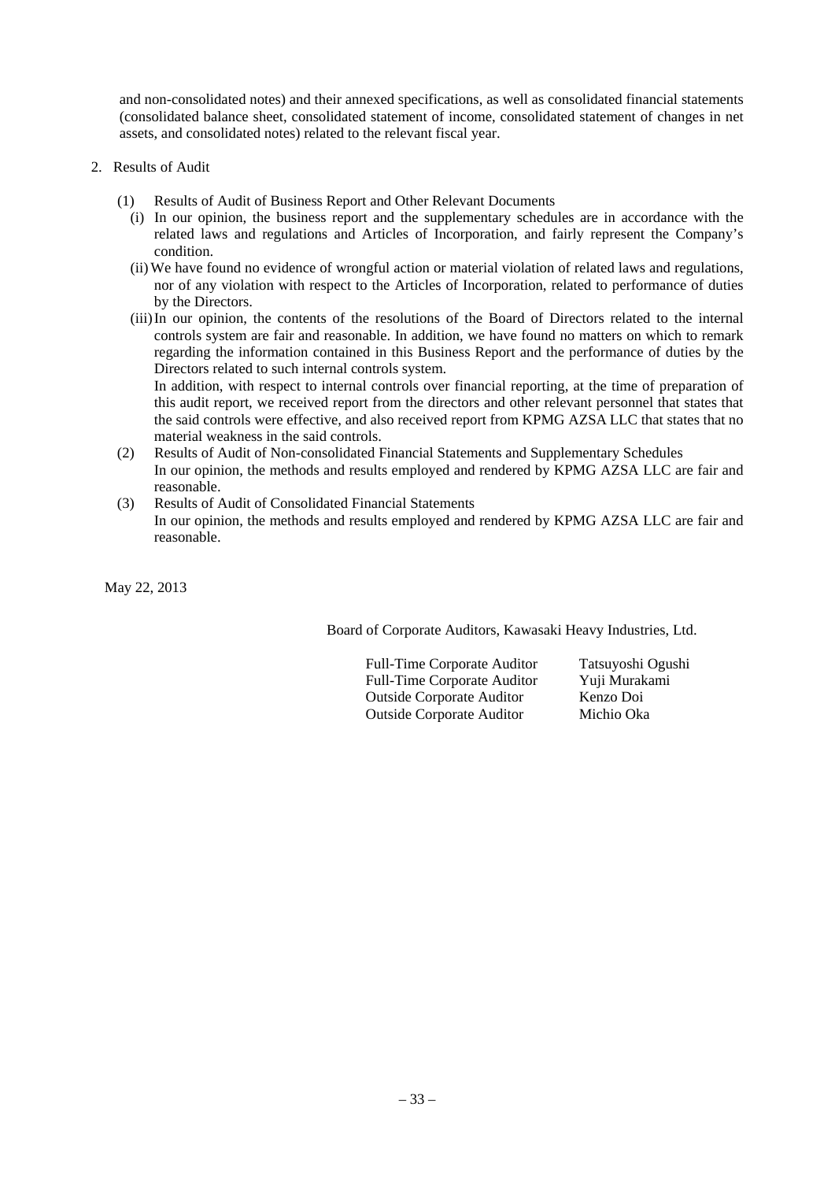and non-consolidated notes) and their annexed specifications, as well as consolidated financial statements (consolidated balance sheet, consolidated statement of income, consolidated statement of changes in net assets, and consolidated notes) related to the relevant fiscal year.

2. Results of Audit

(1) Results of Audit of Business Report and Other Relevant Documents

(i) In our opinion, the business report and the supplementary schedules are in accordance with the related laws and regulations and Articles of Incorporation, and fairly represent the Company's condition.

(ii) We have found no evidence of wrongful action or material violation of related laws and regulations, nor of any violation with respect to the Articles of Incorporation, related to performance of duties by the Directors.

(iii) In our opinion, the contents of the resolutions of the Board of Directors related to the internal controls system are fair and reasonable. In addition, we have found no matters on which to remark regarding the information contained in this Business Report and the performance of duties by the Directors related to such internal controls system.

In addition, with respect to internal controls over financial reporting, at the time of preparation of this audit report, we received report from the directors and other relevant personnel that states that the said controls were effective, and also received report from KPMG AZSA LLC that states that no material weakness in the said controls.

(2) Results of Audit of Non-consolidated Financial Statements and Supplementary Schedules

In our opinion, the methods and results employed and rendered by KPMG AZSA LLC are fair and reasonable.

(3) Results of Audit of Consolidated Financial Statements

In our opinion, the methods and results employed and rendered by KPMG AZSA LLC are fair and reasonable.

May 22, 2013

Board of Corporate Auditors, Kawasaki Heavy Industries, Ltd.

| | |
|---|---|
| Full-Time Corporate Auditor | Tatsuyoshi Ogushi |
| Full-Time Corporate Auditor | Yuji Murakami |
| Outside Corporate Auditor | Kenzo Doi |
| Outside Corporate Auditor | Michio Oka |